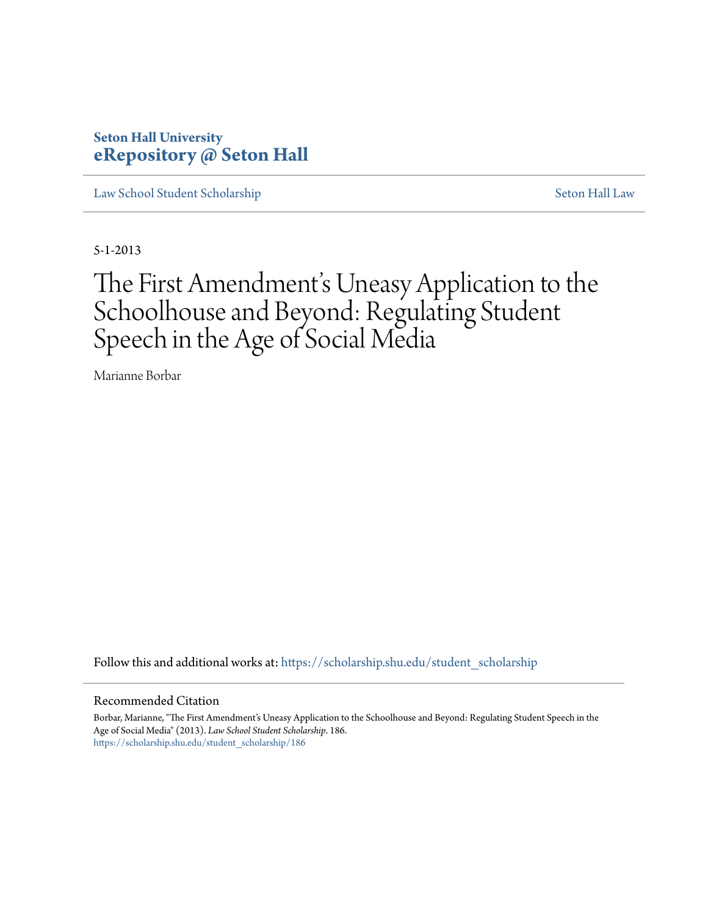**Seton Hall University**
**eRepository @ Seton Hall**

Law School Student Scholarship | Seton Hall Law

5-1-2013

# The First Amendment's Uneasy Application to the Schoolhouse and Beyond: Regulating Student Speech in the Age of Social Media

Marianne Borbar

Follow this and additional works at: https://scholarship.shu.edu/student_scholarship

## Recommended Citation

Borbar, Marianne, "The First Amendment's Uneasy Application to the Schoolhouse and Beyond: Regulating Student Speech in the Age of Social Media" (2013). *Law School Student Scholarship*. 186.
https://scholarship.shu.edu/student_scholarship/186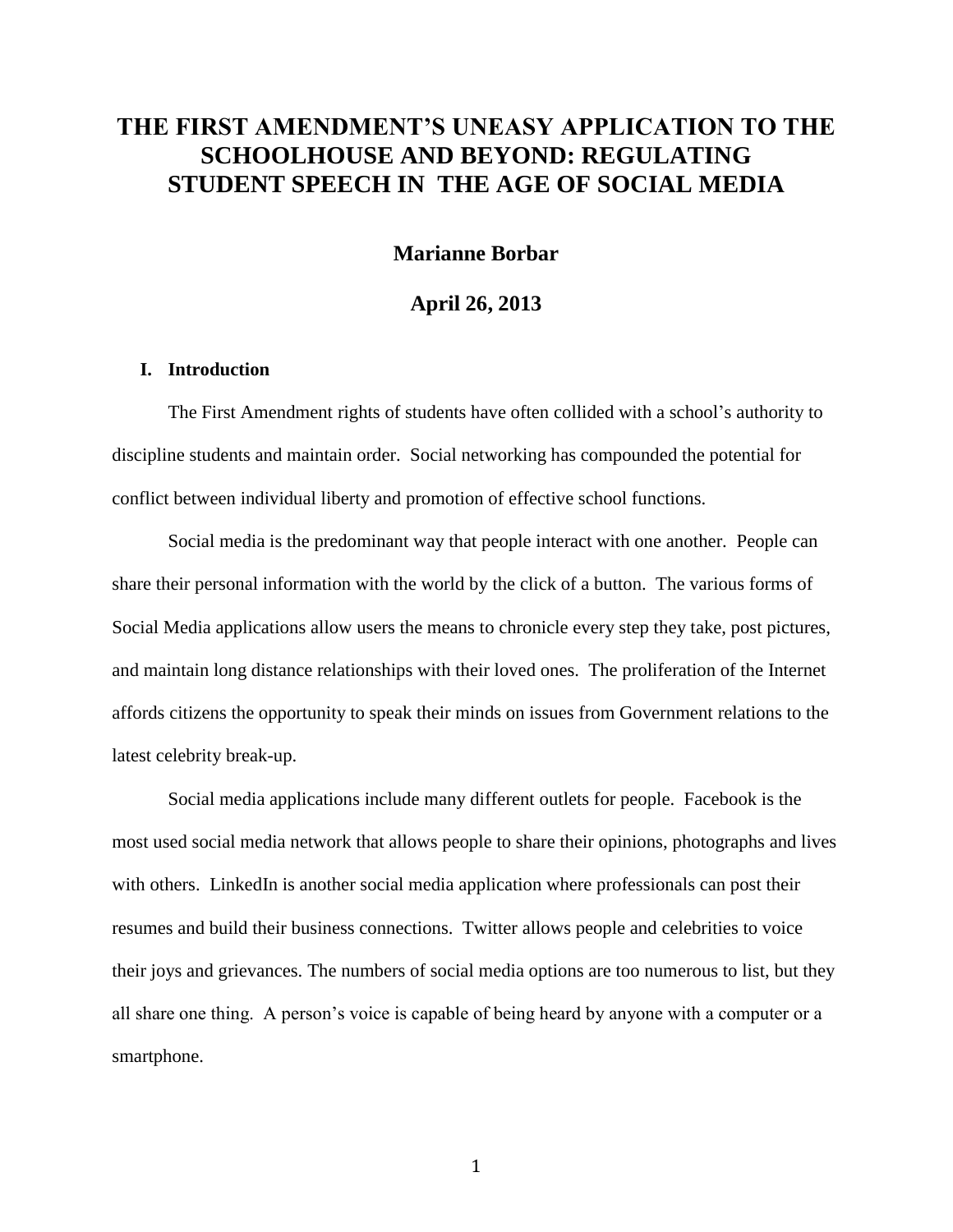# THE FIRST AMENDMENT'S UNEASY APPLICATION TO THE SCHOOLHOUSE AND BEYOND: REGULATING STUDENT SPEECH IN THE AGE OF SOCIAL MEDIA

**Marianne Borbar**

**April 26, 2013**

## I. Introduction

The First Amendment rights of students have often collided with a school's authority to discipline students and maintain order. Social networking has compounded the potential for conflict between individual liberty and promotion of effective school functions.

Social media is the predominant way that people interact with one another. People can share their personal information with the world by the click of a button. The various forms of Social Media applications allow users the means to chronicle every step they take, post pictures, and maintain long distance relationships with their loved ones. The proliferation of the Internet affords citizens the opportunity to speak their minds on issues from Government relations to the latest celebrity break-up.

Social media applications include many different outlets for people. Facebook is the most used social media network that allows people to share their opinions, photographs and lives with others. LinkedIn is another social media application where professionals can post their resumes and build their business connections. Twitter allows people and celebrities to voice their joys and grievances. The numbers of social media options are too numerous to list, but they all share one thing. A person's voice is capable of being heard by anyone with a computer or a smartphone.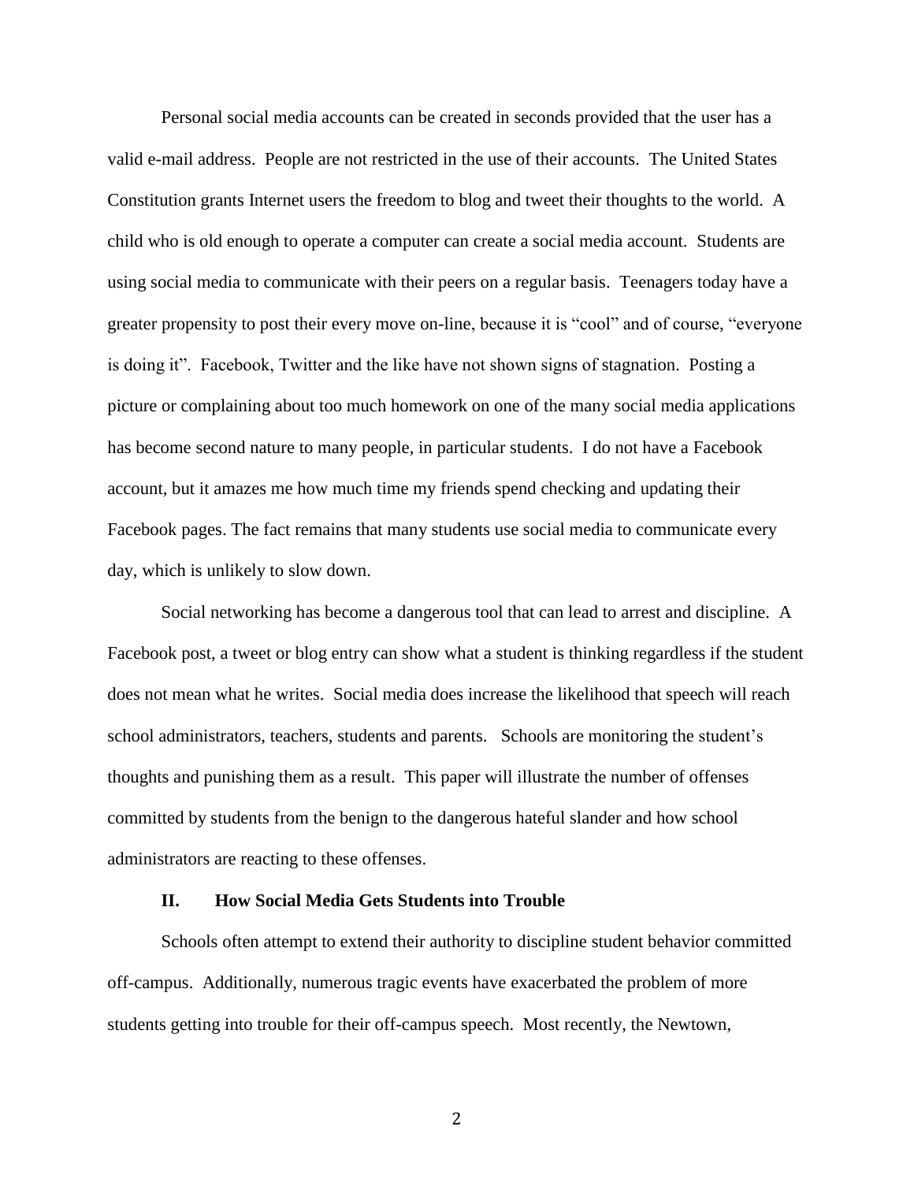Personal social media accounts can be created in seconds provided that the user has a valid e-mail address. People are not restricted in the use of their accounts. The United States Constitution grants Internet users the freedom to blog and tweet their thoughts to the world. A child who is old enough to operate a computer can create a social media account. Students are using social media to communicate with their peers on a regular basis. Teenagers today have a greater propensity to post their every move on-line, because it is "cool" and of course, "everyone is doing it". Facebook, Twitter and the like have not shown signs of stagnation. Posting a picture or complaining about too much homework on one of the many social media applications has become second nature to many people, in particular students. I do not have a Facebook account, but it amazes me how much time my friends spend checking and updating their Facebook pages. The fact remains that many students use social media to communicate every day, which is unlikely to slow down.

Social networking has become a dangerous tool that can lead to arrest and discipline. A Facebook post, a tweet or blog entry can show what a student is thinking regardless if the student does not mean what he writes. Social media does increase the likelihood that speech will reach school administrators, teachers, students and parents. Schools are monitoring the student's thoughts and punishing them as a result. This paper will illustrate the number of offenses committed by students from the benign to the dangerous hateful slander and how school administrators are reacting to these offenses.

## II. How Social Media Gets Students into Trouble

Schools often attempt to extend their authority to discipline student behavior committed off-campus. Additionally, numerous tragic events have exacerbated the problem of more students getting into trouble for their off-campus speech. Most recently, the Newtown,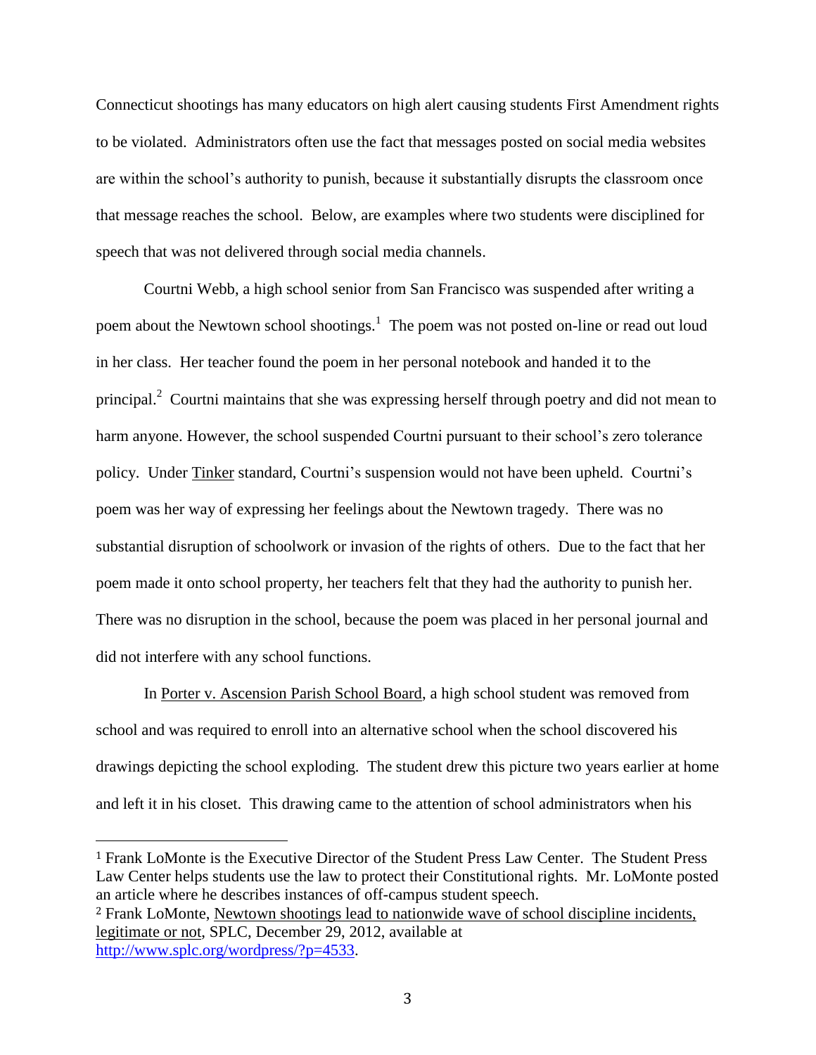Connecticut shootings has many educators on high alert causing students First Amendment rights to be violated. Administrators often use the fact that messages posted on social media websites are within the school's authority to punish, because it substantially disrupts the classroom once that message reaches the school. Below, are examples where two students were disciplined for speech that was not delivered through social media channels.

Courtni Webb, a high school senior from San Francisco was suspended after writing a poem about the Newtown school shootings.[1] The poem was not posted on-line or read out loud in her class. Her teacher found the poem in her personal notebook and handed it to the principal.[2] Courtni maintains that she was expressing herself through poetry and did not mean to harm anyone. However, the school suspended Courtni pursuant to their school's zero tolerance policy. Under Tinker standard, Courtni's suspension would not have been upheld. Courtni's poem was her way of expressing her feelings about the Newtown tragedy. There was no substantial disruption of schoolwork or invasion of the rights of others. Due to the fact that her poem made it onto school property, her teachers felt that they had the authority to punish her. There was no disruption in the school, because the poem was placed in her personal journal and did not interfere with any school functions.

In Porter v. Ascension Parish School Board, a high school student was removed from school and was required to enroll into an alternative school when the school discovered his drawings depicting the school exploding. The student drew this picture two years earlier at home and left it in his closet. This drawing came to the attention of school administrators when his

---

[1] Frank LoMonte is the Executive Director of the Student Press Law Center. The Student Press Law Center helps students use the law to protect their Constitutional rights. Mr. LoMonte posted an article where he describes instances of off-campus student speech.

[2] Frank LoMonte, Newtown shootings lead to nationwide wave of school discipline incidents, legitimate or not, SPLC, December 29, 2012, available at http://www.splc.org/wordpress/?p=4533.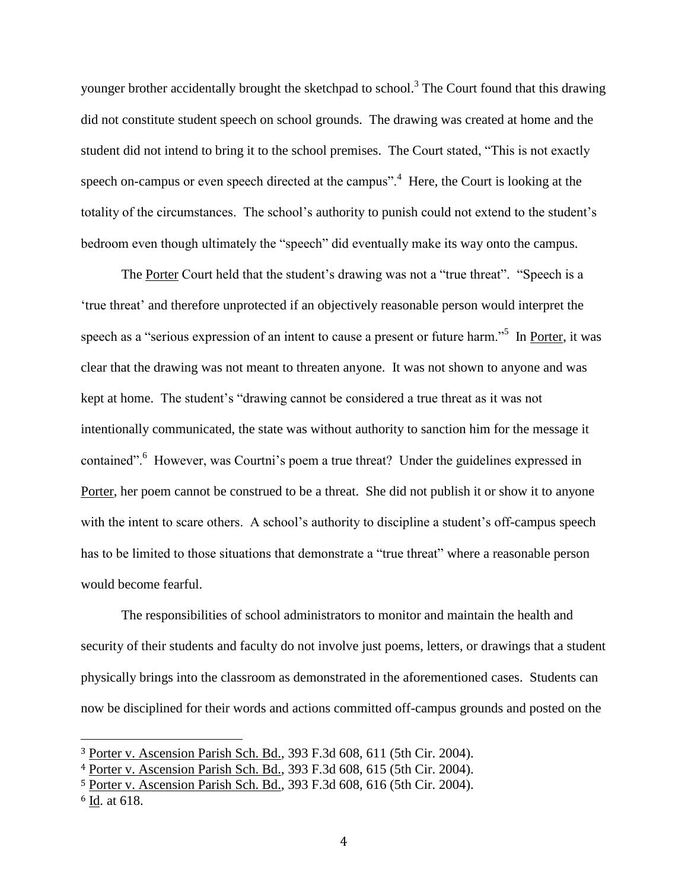younger brother accidentally brought the sketchpad to school.[3] The Court found that this drawing did not constitute student speech on school grounds. The drawing was created at home and the student did not intend to bring it to the school premises. The Court stated, "This is not exactly speech on-campus or even speech directed at the campus".[4] Here, the Court is looking at the totality of the circumstances. The school's authority to punish could not extend to the student's bedroom even though ultimately the "speech" did eventually make its way onto the campus.

The Porter Court held that the student's drawing was not a "true threat". "Speech is a 'true threat' and therefore unprotected if an objectively reasonable person would interpret the speech as a "serious expression of an intent to cause a present or future harm."[5] In Porter, it was clear that the drawing was not meant to threaten anyone. It was not shown to anyone and was kept at home. The student's "drawing cannot be considered a true threat as it was not intentionally communicated, the state was without authority to sanction him for the message it contained".[6] However, was Courtni's poem a true threat? Under the guidelines expressed in Porter, her poem cannot be construed to be a threat. She did not publish it or show it to anyone with the intent to scare others. A school's authority to discipline a student's off-campus speech has to be limited to those situations that demonstrate a "true threat" where a reasonable person would become fearful.

The responsibilities of school administrators to monitor and maintain the health and security of their students and faculty do not involve just poems, letters, or drawings that a student physically brings into the classroom as demonstrated in the aforementioned cases. Students can now be disciplined for their words and actions committed off-campus grounds and posted on the

---

[3] Porter v. Ascension Parish Sch. Bd., 393 F.3d 608, 611 (5th Cir. 2004).

[4] Porter v. Ascension Parish Sch. Bd., 393 F.3d 608, 615 (5th Cir. 2004).

[5] Porter v. Ascension Parish Sch. Bd., 393 F.3d 608, 616 (5th Cir. 2004).

[6] Id. at 618.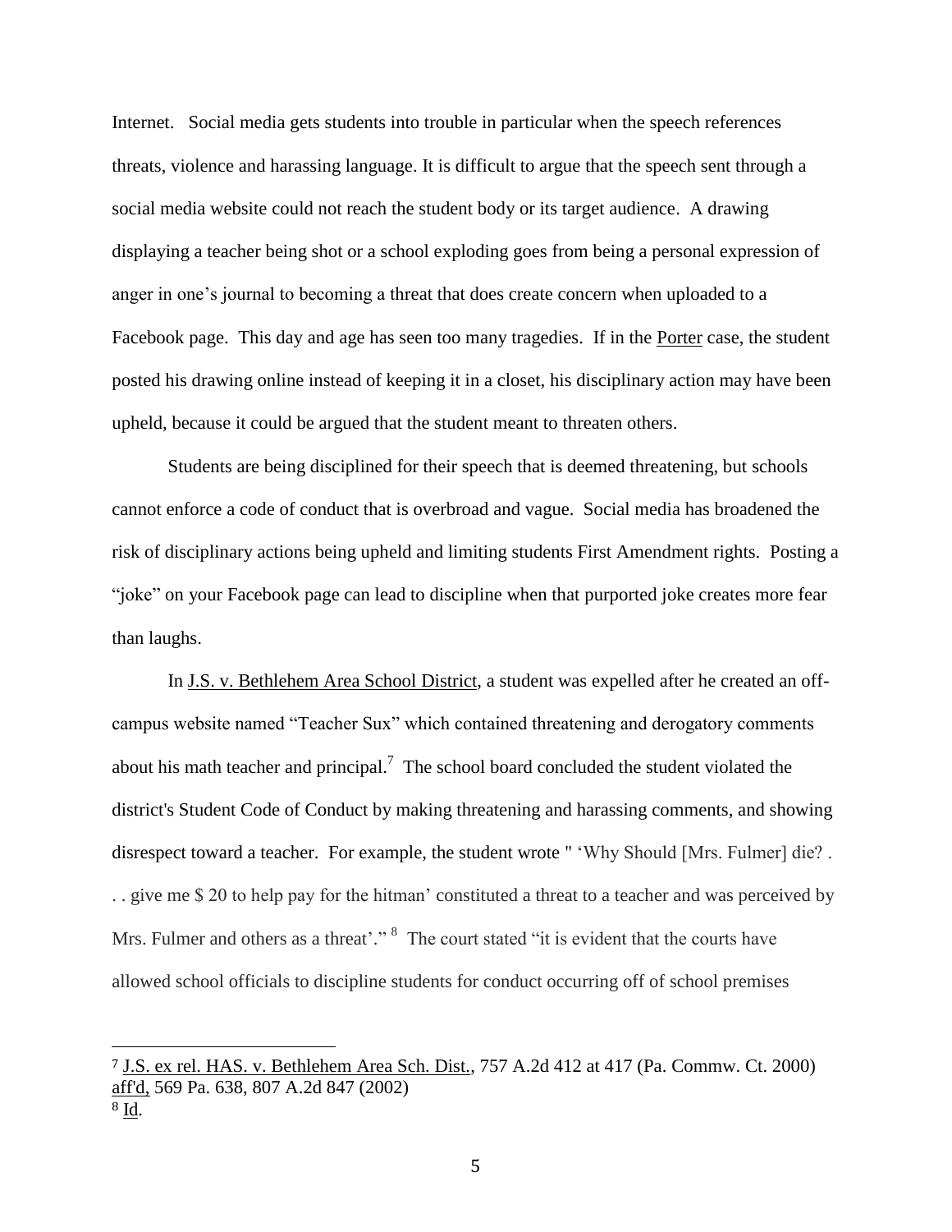Internet. Social media gets students into trouble in particular when the speech references threats, violence and harassing language. It is difficult to argue that the speech sent through a social media website could not reach the student body or its target audience. A drawing displaying a teacher being shot or a school exploding goes from being a personal expression of anger in one's journal to becoming a threat that does create concern when uploaded to a Facebook page. This day and age has seen too many tragedies. If in the Porter case, the student posted his drawing online instead of keeping it in a closet, his disciplinary action may have been upheld, because it could be argued that the student meant to threaten others.

Students are being disciplined for their speech that is deemed threatening, but schools cannot enforce a code of conduct that is overbroad and vague. Social media has broadened the risk of disciplinary actions being upheld and limiting students First Amendment rights. Posting a "joke" on your Facebook page can lead to discipline when that purported joke creates more fear than laughs.

In J.S. v. Bethlehem Area School District, a student was expelled after he created an off-campus website named "Teacher Sux" which contained threatening and derogatory comments about his math teacher and principal.[7] The school board concluded the student violated the district's Student Code of Conduct by making threatening and harassing comments, and showing disrespect toward a teacher. For example, the student wrote " 'Why Should [Mrs. Fulmer] die? . . . give me $ 20 to help pay for the hitman' constituted a threat to a teacher and was perceived by Mrs. Fulmer and others as a threat'."[8] The court stated "it is evident that the courts have allowed school officials to discipline students for conduct occurring off of school premises

---

[7] J.S. ex rel. HAS. v. Bethlehem Area Sch. Dist., 757 A.2d 412 at 417 (Pa. Commw. Ct. 2000) aff'd, 569 Pa. 638, 807 A.2d 847 (2002)

[8] Id.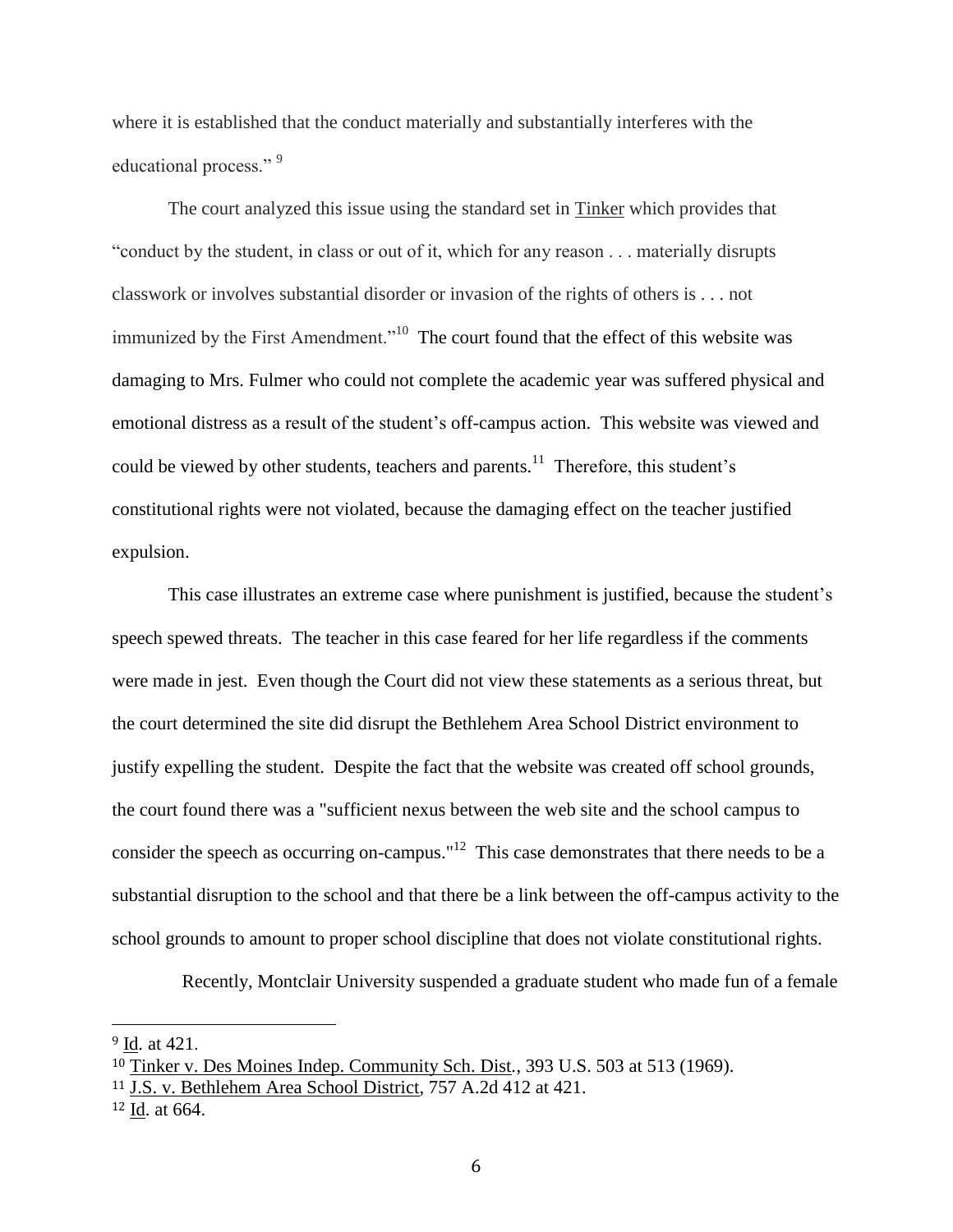where it is established that the conduct materially and substantially interferes with the educational process."[9]

The court analyzed this issue using the standard set in Tinker which provides that "conduct by the student, in class or out of it, which for any reason . . . materially disrupts classwork or involves substantial disorder or invasion of the rights of others is . . . not immunized by the First Amendment."[10] The court found that the effect of this website was damaging to Mrs. Fulmer who could not complete the academic year was suffered physical and emotional distress as a result of the student's off-campus action. This website was viewed and could be viewed by other students, teachers and parents.[11] Therefore, this student's constitutional rights were not violated, because the damaging effect on the teacher justified expulsion.

This case illustrates an extreme case where punishment is justified, because the student's speech spewed threats. The teacher in this case feared for her life regardless if the comments were made in jest. Even though the Court did not view these statements as a serious threat, but the court determined the site did disrupt the Bethlehem Area School District environment to justify expelling the student. Despite the fact that the website was created off school grounds, the court found there was a "sufficient nexus between the web site and the school campus to consider the speech as occurring on-campus."[12] This case demonstrates that there needs to be a substantial disruption to the school and that there be a link between the off-campus activity to the school grounds to amount to proper school discipline that does not violate constitutional rights.

Recently, Montclair University suspended a graduate student who made fun of a female

---

[9] Id. at 421.

[10] Tinker v. Des Moines Indep. Community Sch. Dist., 393 U.S. 503 at 513 (1969).

[11] J.S. v. Bethlehem Area School District, 757 A.2d 412 at 421.

[12] Id. at 664.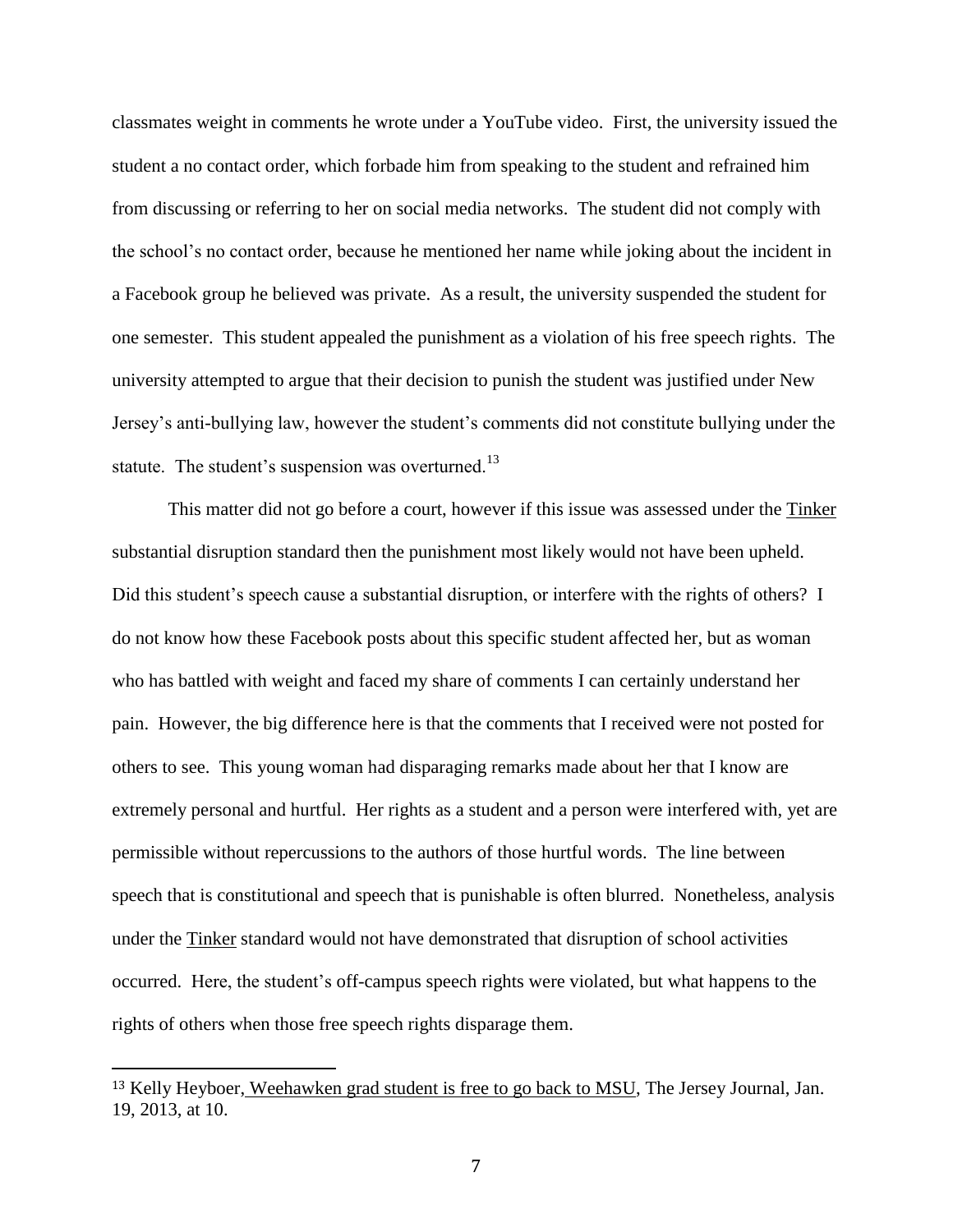classmates weight in comments he wrote under a YouTube video. First, the university issued the student a no contact order, which forbade him from speaking to the student and refrained him from discussing or referring to her on social media networks. The student did not comply with the school's no contact order, because he mentioned her name while joking about the incident in a Facebook group he believed was private. As a result, the university suspended the student for one semester. This student appealed the punishment as a violation of his free speech rights. The university attempted to argue that their decision to punish the student was justified under New Jersey's anti-bullying law, however the student's comments did not constitute bullying under the statute. The student's suspension was overturned.[13]

This matter did not go before a court, however if this issue was assessed under the Tinker substantial disruption standard then the punishment most likely would not have been upheld. Did this student's speech cause a substantial disruption, or interfere with the rights of others? I do not know how these Facebook posts about this specific student affected her, but as woman who has battled with weight and faced my share of comments I can certainly understand her pain. However, the big difference here is that the comments that I received were not posted for others to see. This young woman had disparaging remarks made about her that I know are extremely personal and hurtful. Her rights as a student and a person were interfered with, yet are permissible without repercussions to the authors of those hurtful words. The line between speech that is constitutional and speech that is punishable is often blurred. Nonetheless, analysis under the Tinker standard would not have demonstrated that disruption of school activities occurred. Here, the student's off-campus speech rights were violated, but what happens to the rights of others when those free speech rights disparage them.

---

[13] Kelly Heyboer, Weehawken grad student is free to go back to MSU, The Jersey Journal, Jan. 19, 2013, at 10.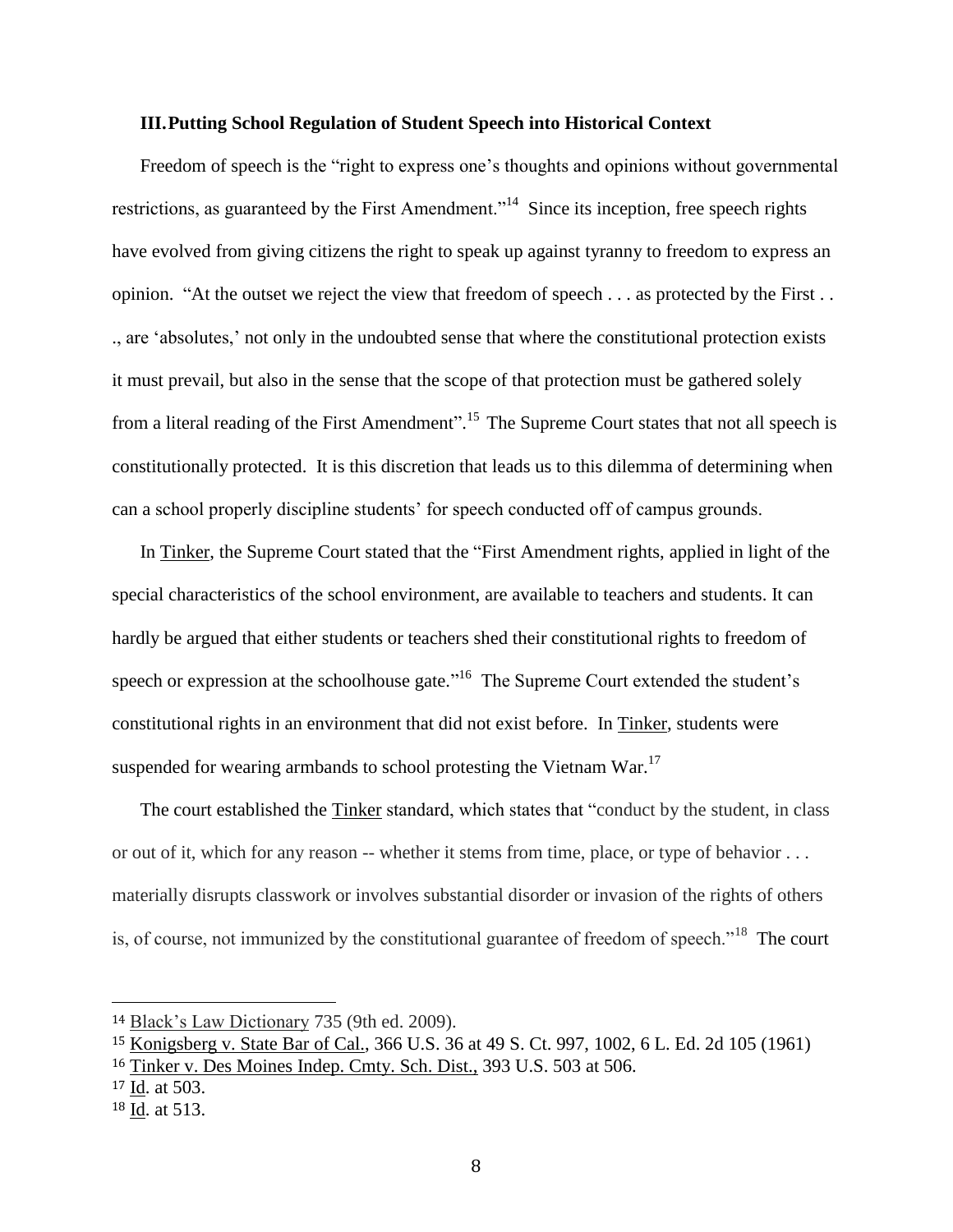### III. Putting School Regulation of Student Speech into Historical Context

Freedom of speech is the "right to express one's thoughts and opinions without governmental restrictions, as guaranteed by the First Amendment."[14] Since its inception, free speech rights have evolved from giving citizens the right to speak up against tyranny to freedom to express an opinion. "At the outset we reject the view that freedom of speech . . . as protected by the First . . ., are 'absolutes,' not only in the undoubted sense that where the constitutional protection exists it must prevail, but also in the sense that the scope of that protection must be gathered solely from a literal reading of the First Amendment".[15] The Supreme Court states that not all speech is constitutionally protected. It is this discretion that leads us to this dilemma of determining when can a school properly discipline students' for speech conducted off of campus grounds.

In Tinker, the Supreme Court stated that the "First Amendment rights, applied in light of the special characteristics of the school environment, are available to teachers and students. It can hardly be argued that either students or teachers shed their constitutional rights to freedom of speech or expression at the schoolhouse gate."[16] The Supreme Court extended the student's constitutional rights in an environment that did not exist before. In Tinker, students were suspended for wearing armbands to school protesting the Vietnam War.[17]

The court established the Tinker standard, which states that "conduct by the student, in class or out of it, which for any reason -- whether it stems from time, place, or type of behavior . . . materially disrupts classwork or involves substantial disorder or invasion of the rights of others is, of course, not immunized by the constitutional guarantee of freedom of speech."[18] The court

---

[14] Black's Law Dictionary 735 (9th ed. 2009).

[15] Konigsberg v. State Bar of Cal., 366 U.S. 36 at 49 S. Ct. 997, 1002, 6 L. Ed. 2d 105 (1961)

[16] Tinker v. Des Moines Indep. Cmty. Sch. Dist., 393 U.S. 503 at 506.

[17] Id. at 503.

[18] Id. at 513.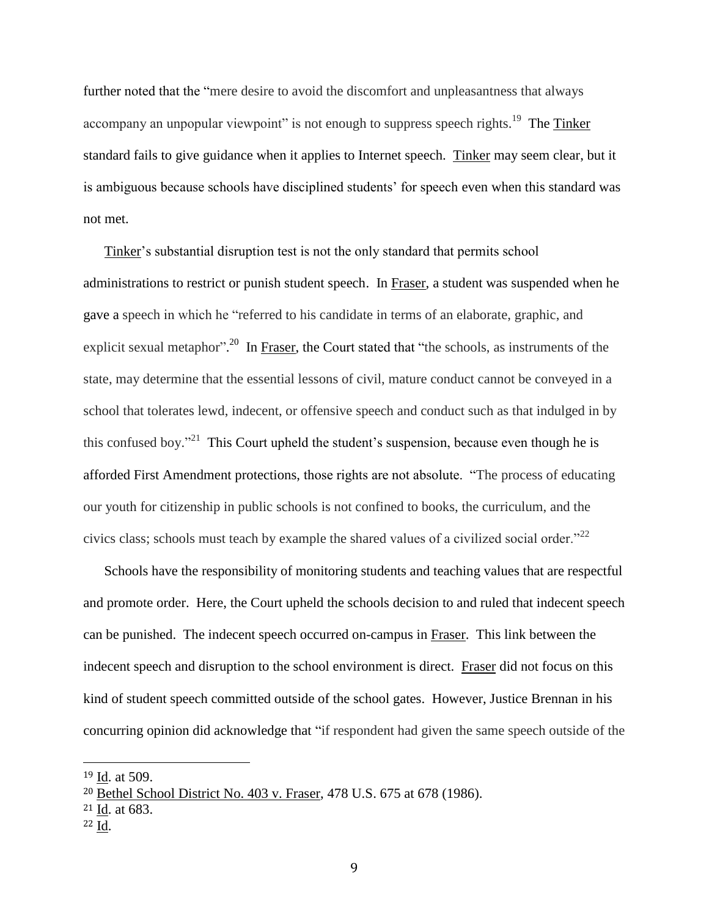further noted that the "mere desire to avoid the discomfort and unpleasantness that always accompany an unpopular viewpoint" is not enough to suppress speech rights.[19] The Tinker standard fails to give guidance when it applies to Internet speech. Tinker may seem clear, but it is ambiguous because schools have disciplined students' for speech even when this standard was not met.

Tinker's substantial disruption test is not the only standard that permits school administrations to restrict or punish student speech. In Fraser, a student was suspended when he gave a speech in which he "referred to his candidate in terms of an elaborate, graphic, and explicit sexual metaphor".[20] In Fraser, the Court stated that "the schools, as instruments of the state, may determine that the essential lessons of civil, mature conduct cannot be conveyed in a school that tolerates lewd, indecent, or offensive speech and conduct such as that indulged in by this confused boy."[21] This Court upheld the student's suspension, because even though he is afforded First Amendment protections, those rights are not absolute. "The process of educating our youth for citizenship in public schools is not confined to books, the curriculum, and the civics class; schools must teach by example the shared values of a civilized social order."[22]

Schools have the responsibility of monitoring students and teaching values that are respectful and promote order. Here, the Court upheld the schools decision to and ruled that indecent speech can be punished. The indecent speech occurred on-campus in Fraser. This link between the indecent speech and disruption to the school environment is direct. Fraser did not focus on this kind of student speech committed outside of the school gates. However, Justice Brennan in his concurring opinion did acknowledge that "if respondent had given the same speech outside of the

---

[19] Id. at 509.

[20] Bethel School District No. 403 v. Fraser, 478 U.S. 675 at 678 (1986).

[21] Id. at 683.

[22] Id.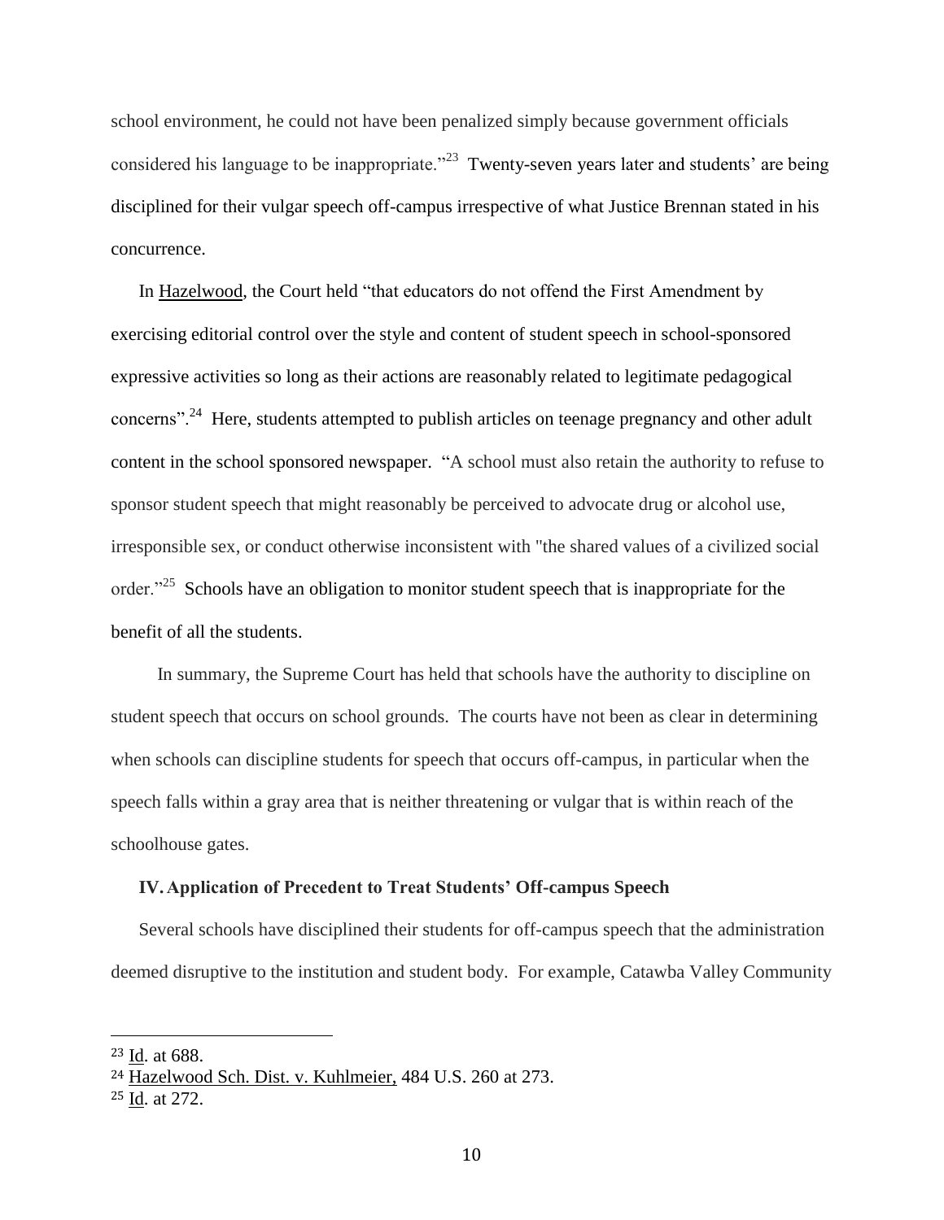school environment, he could not have been penalized simply because government officials considered his language to be inappropriate."[23] Twenty-seven years later and students' are being disciplined for their vulgar speech off-campus irrespective of what Justice Brennan stated in his concurrence.

In Hazelwood, the Court held "that educators do not offend the First Amendment by exercising editorial control over the style and content of student speech in school-sponsored expressive activities so long as their actions are reasonably related to legitimate pedagogical concerns".[24] Here, students attempted to publish articles on teenage pregnancy and other adult content in the school sponsored newspaper. "A school must also retain the authority to refuse to sponsor student speech that might reasonably be perceived to advocate drug or alcohol use, irresponsible sex, or conduct otherwise inconsistent with "the shared values of a civilized social order."[25] Schools have an obligation to monitor student speech that is inappropriate for the benefit of all the students.

In summary, the Supreme Court has held that schools have the authority to discipline on student speech that occurs on school grounds. The courts have not been as clear in determining when schools can discipline students for speech that occurs off-campus, in particular when the speech falls within a gray area that is neither threatening or vulgar that is within reach of the schoolhouse gates.

## IV. Application of Precedent to Treat Students' Off-campus Speech

Several schools have disciplined their students for off-campus speech that the administration deemed disruptive to the institution and student body. For example, Catawba Valley Community

---

[23] Id. at 688.

[24] Hazelwood Sch. Dist. v. Kuhlmeier, 484 U.S. 260 at 273.

[25] Id. at 272.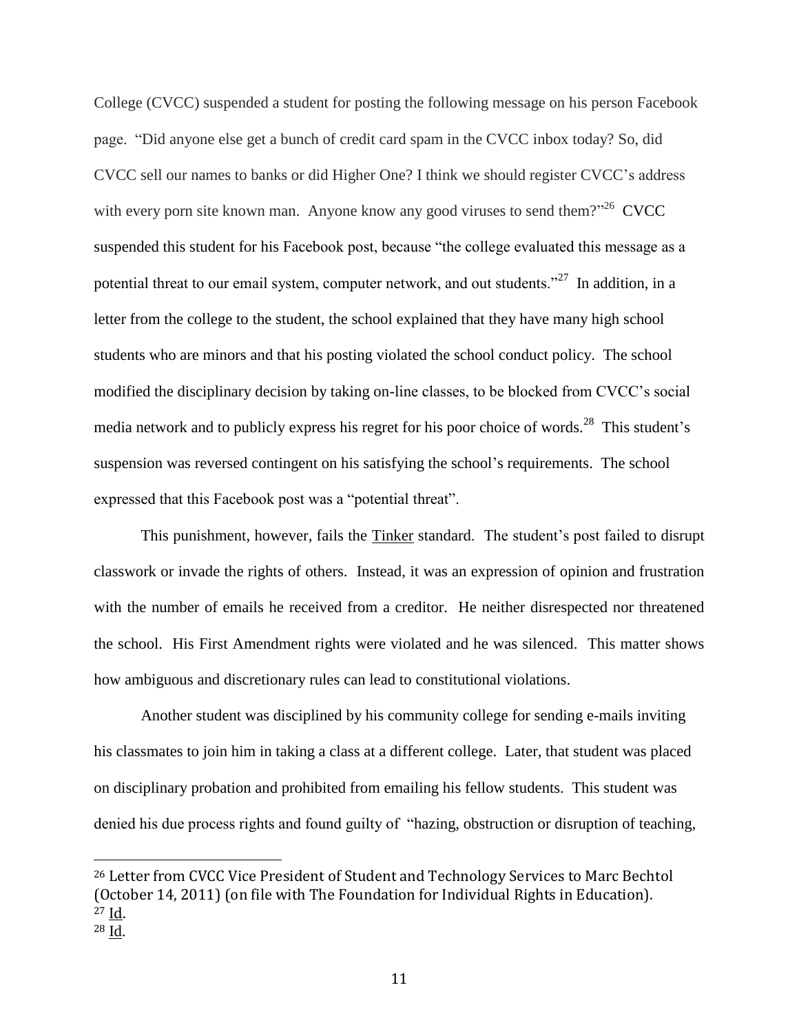College (CVCC) suspended a student for posting the following message on his person Facebook page. "Did anyone else get a bunch of credit card spam in the CVCC inbox today? So, did CVCC sell our names to banks or did Higher One? I think we should register CVCC's address with every porn site known man. Anyone know any good viruses to send them?"[26] CVCC suspended this student for his Facebook post, because "the college evaluated this message as a potential threat to our email system, computer network, and out students."[27] In addition, in a letter from the college to the student, the school explained that they have many high school students who are minors and that his posting violated the school conduct policy. The school modified the disciplinary decision by taking on-line classes, to be blocked from CVCC's social media network and to publicly express his regret for his poor choice of words.[28] This student's suspension was reversed contingent on his satisfying the school's requirements. The school expressed that this Facebook post was a "potential threat".

This punishment, however, fails the Tinker standard. The student's post failed to disrupt classwork or invade the rights of others. Instead, it was an expression of opinion and frustration with the number of emails he received from a creditor. He neither disrespected nor threatened the school. His First Amendment rights were violated and he was silenced. This matter shows how ambiguous and discretionary rules can lead to constitutional violations.

Another student was disciplined by his community college for sending e-mails inviting his classmates to join him in taking a class at a different college. Later, that student was placed on disciplinary probation and prohibited from emailing his fellow students. This student was denied his due process rights and found guilty of "hazing, obstruction or disruption of teaching,

---

[26] Letter from CVCC Vice President of Student and Technology Services to Marc Bechtol (October 14, 2011) (on file with The Foundation for Individual Rights in Education).

[27] Id.

[28] Id.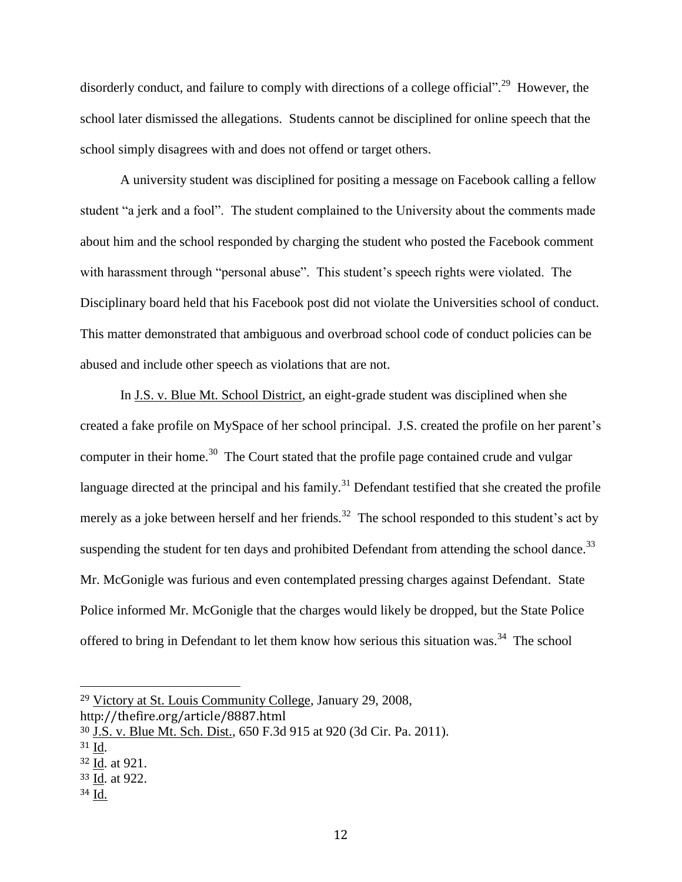disorderly conduct, and failure to comply with directions of a college official".[29] However, the school later dismissed the allegations. Students cannot be disciplined for online speech that the school simply disagrees with and does not offend or target others.

A university student was disciplined for positing a message on Facebook calling a fellow student "a jerk and a fool". The student complained to the University about the comments made about him and the school responded by charging the student who posted the Facebook comment with harassment through "personal abuse". This student's speech rights were violated. The Disciplinary board held that his Facebook post did not violate the Universities school of conduct. This matter demonstrated that ambiguous and overbroad school code of conduct policies can be abused and include other speech as violations that are not.

In J.S. v. Blue Mt. School District, an eight-grade student was disciplined when she created a fake profile on MySpace of her school principal. J.S. created the profile on her parent's computer in their home.[30] The Court stated that the profile page contained crude and vulgar language directed at the principal and his family.[31] Defendant testified that she created the profile merely as a joke between herself and her friends.[32] The school responded to this student's act by suspending the student for ten days and prohibited Defendant from attending the school dance.[33] Mr. McGonigle was furious and even contemplated pressing charges against Defendant. State Police informed Mr. McGonigle that the charges would likely be dropped, but the State Police offered to bring in Defendant to let them know how serious this situation was.[34] The school

---

[29] Victory at St. Louis Community College, January 29, 2008, http://thefire.org/article/8887.html

[30] J.S. v. Blue Mt. Sch. Dist., 650 F.3d 915 at 920 (3d Cir. Pa. 2011).

[31] Id.

[32] Id. at 921.

[33] Id. at 922.

[34] Id.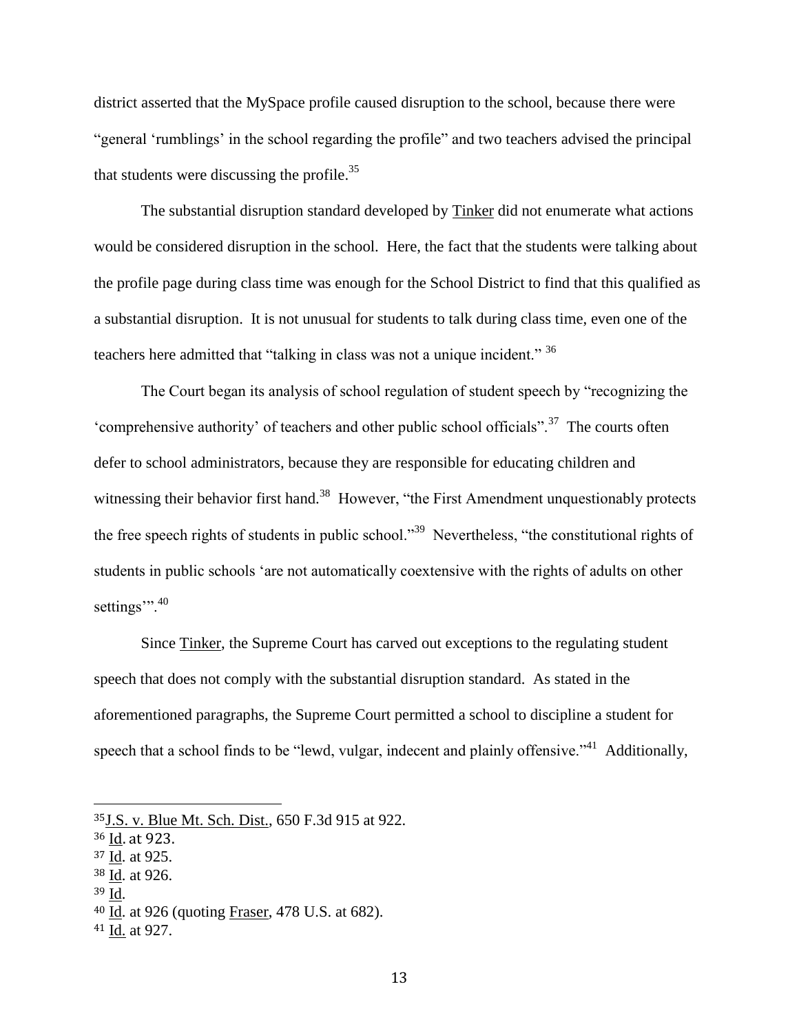district asserted that the MySpace profile caused disruption to the school, because there were "general 'rumblings' in the school regarding the profile" and two teachers advised the principal that students were discussing the profile.[35]

The substantial disruption standard developed by Tinker did not enumerate what actions would be considered disruption in the school. Here, the fact that the students were talking about the profile page during class time was enough for the School District to find that this qualified as a substantial disruption. It is not unusual for students to talk during class time, even one of the teachers here admitted that "talking in class was not a unique incident." [36]

The Court began its analysis of school regulation of student speech by "recognizing the 'comprehensive authority' of teachers and other public school officials".[37] The courts often defer to school administrators, because they are responsible for educating children and witnessing their behavior first hand.[38] However, "the First Amendment unquestionably protects the free speech rights of students in public school."[39] Nevertheless, "the constitutional rights of students in public schools 'are not automatically coextensive with the rights of adults on other settings'".[40]

Since Tinker, the Supreme Court has carved out exceptions to the regulating student speech that does not comply with the substantial disruption standard. As stated in the aforementioned paragraphs, the Supreme Court permitted a school to discipline a student for speech that a school finds to be "lewd, vulgar, indecent and plainly offensive."[41] Additionally,

---

[35] J.S. v. Blue Mt. Sch. Dist., 650 F.3d 915 at 922.

[36] Id. at 923.

[37] Id. at 925.

[38] Id. at 926.

[39] Id.

[40] Id. at 926 (quoting Fraser, 478 U.S. at 682).

[41] Id. at 927.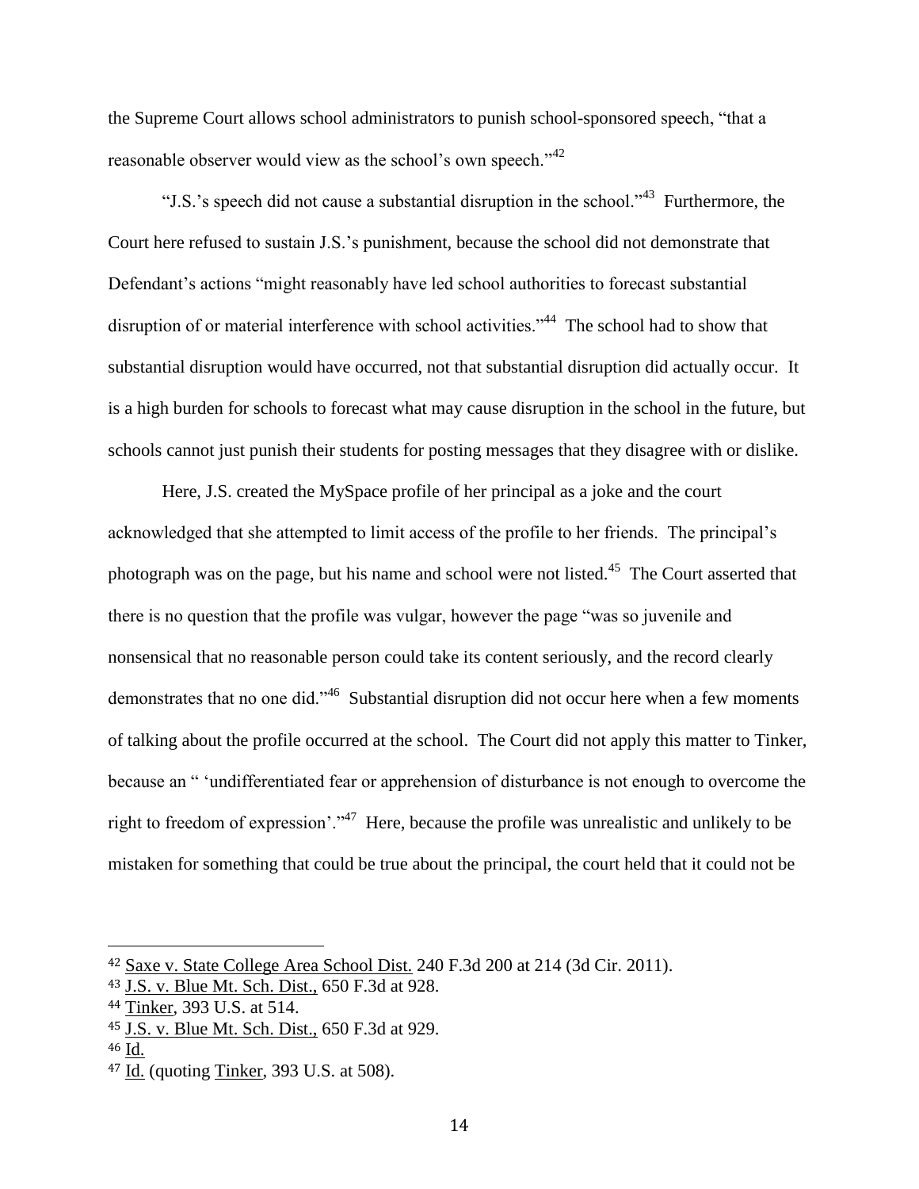the Supreme Court allows school administrators to punish school-sponsored speech, "that a reasonable observer would view as the school's own speech."[42]

"J.S.'s speech did not cause a substantial disruption in the school."[43] Furthermore, the Court here refused to sustain J.S.'s punishment, because the school did not demonstrate that Defendant's actions "might reasonably have led school authorities to forecast substantial disruption of or material interference with school activities."[44] The school had to show that substantial disruption would have occurred, not that substantial disruption did actually occur. It is a high burden for schools to forecast what may cause disruption in the school in the future, but schools cannot just punish their students for posting messages that they disagree with or dislike.

Here, J.S. created the MySpace profile of her principal as a joke and the court acknowledged that she attempted to limit access of the profile to her friends. The principal's photograph was on the page, but his name and school were not listed.[45] The Court asserted that there is no question that the profile was vulgar, however the page "was so juvenile and nonsensical that no reasonable person could take its content seriously, and the record clearly demonstrates that no one did."[46] Substantial disruption did not occur here when a few moments of talking about the profile occurred at the school. The Court did not apply this matter to Tinker, because an " 'undifferentiated fear or apprehension of disturbance is not enough to overcome the right to freedom of expression'."[47] Here, because the profile was unrealistic and unlikely to be mistaken for something that could be true about the principal, the court held that it could not be

---

[42] Saxe v. State College Area School Dist. 240 F.3d 200 at 214 (3d Cir. 2011).

[43] J.S. v. Blue Mt. Sch. Dist., 650 F.3d at 928.

[44] Tinker, 393 U.S. at 514.

[45] J.S. v. Blue Mt. Sch. Dist., 650 F.3d at 929.

[46] Id.

[47] Id. (quoting Tinker, 393 U.S. at 508).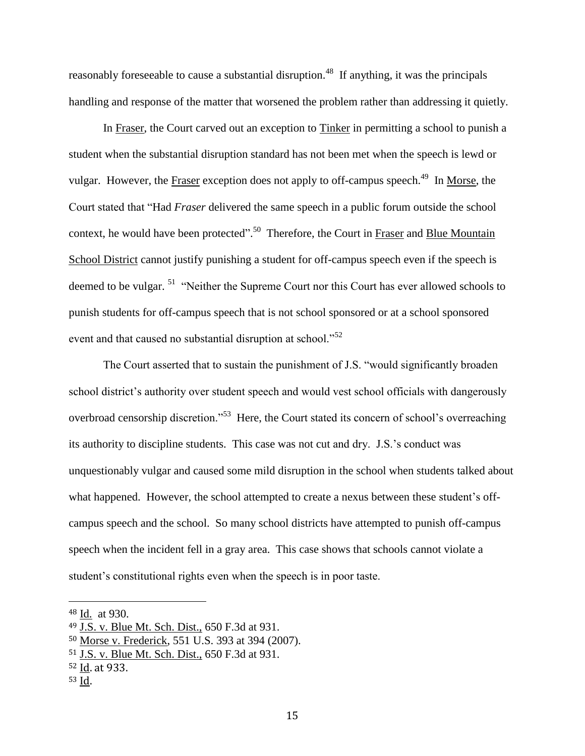reasonably foreseeable to cause a substantial disruption.[48] If anything, it was the principals handling and response of the matter that worsened the problem rather than addressing it quietly.

In Fraser, the Court carved out an exception to Tinker in permitting a school to punish a student when the substantial disruption standard has not been met when the speech is lewd or vulgar. However, the Fraser exception does not apply to off-campus speech.[49] In Morse, the Court stated that "Had *Fraser* delivered the same speech in a public forum outside the school context, he would have been protected".[50] Therefore, the Court in Fraser and Blue Mountain School District cannot justify punishing a student for off-campus speech even if the speech is deemed to be vulgar. [51] "Neither the Supreme Court nor this Court has ever allowed schools to punish students for off-campus speech that is not school sponsored or at a school sponsored event and that caused no substantial disruption at school."[52]

The Court asserted that to sustain the punishment of J.S. "would significantly broaden school district's authority over student speech and would vest school officials with dangerously overbroad censorship discretion."[53] Here, the Court stated its concern of school's overreaching its authority to discipline students. This case was not cut and dry. J.S.'s conduct was unquestionably vulgar and caused some mild disruption in the school when students talked about what happened. However, the school attempted to create a nexus between these student's off-campus speech and the school. So many school districts have attempted to punish off-campus speech when the incident fell in a gray area. This case shows that schools cannot violate a student's constitutional rights even when the speech is in poor taste.

---

[48] Id. at 930.

[49] J.S. v. Blue Mt. Sch. Dist., 650 F.3d at 931.

[50] Morse v. Frederick, 551 U.S. 393 at 394 (2007).

[51] J.S. v. Blue Mt. Sch. Dist., 650 F.3d at 931.

[52] Id. at 933.

[53] Id.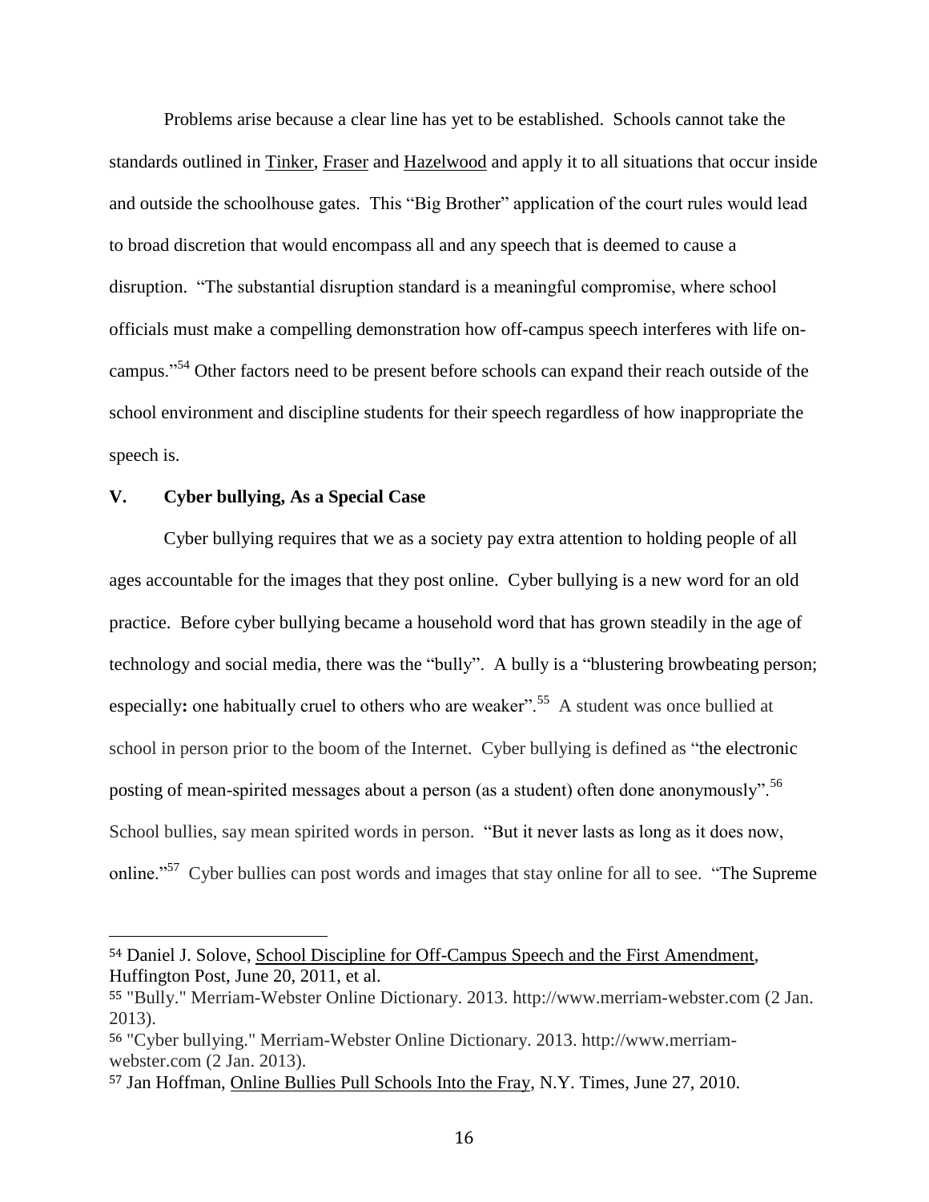Problems arise because a clear line has yet to be established. Schools cannot take the standards outlined in Tinker, Fraser and Hazelwood and apply it to all situations that occur inside and outside the schoolhouse gates. This "Big Brother" application of the court rules would lead to broad discretion that would encompass all and any speech that is deemed to cause a disruption. "The substantial disruption standard is a meaningful compromise, where school officials must make a compelling demonstration how off-campus speech interferes with life on-campus."[54] Other factors need to be present before schools can expand their reach outside of the school environment and discipline students for their speech regardless of how inappropriate the speech is.

## V. Cyber bullying, As a Special Case

Cyber bullying requires that we as a society pay extra attention to holding people of all ages accountable for the images that they post online. Cyber bullying is a new word for an old practice. Before cyber bullying became a household word that has grown steadily in the age of technology and social media, there was the "bully". A bully is a "blustering browbeating person; especially**:** one habitually cruel to others who are weaker".[55] A student was once bullied at school in person prior to the boom of the Internet. Cyber bullying is defined as "the electronic posting of mean-spirited messages about a person (as a student) often done anonymously".[56] School bullies, say mean spirited words in person. "But it never lasts as long as it does now, online."[57] Cyber bullies can post words and images that stay online for all to see. "The Supreme

---

[54] Daniel J. Solove, School Discipline for Off-Campus Speech and the First Amendment, Huffington Post, June 20, 2011, et al.

[55] "Bully." Merriam-Webster Online Dictionary. 2013. http://www.merriam-webster.com (2 Jan. 2013).

[56] "Cyber bullying." Merriam-Webster Online Dictionary. 2013. http://www.merriam-webster.com (2 Jan. 2013).

[57] Jan Hoffman, Online Bullies Pull Schools Into the Fray, N.Y. Times, June 27, 2010.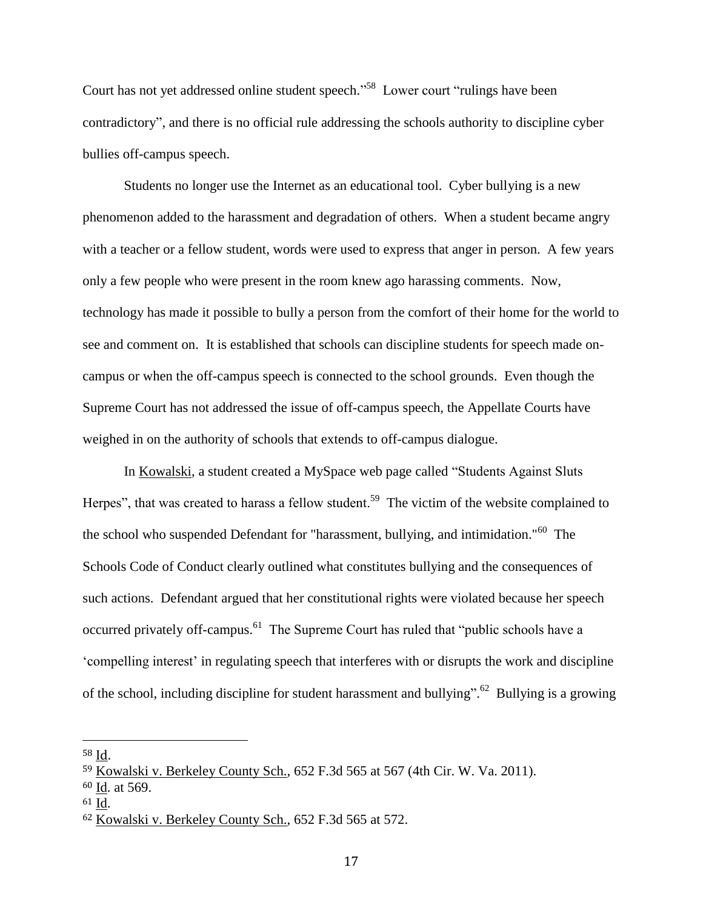Court has not yet addressed online student speech."[58] Lower court "rulings have been contradictory", and there is no official rule addressing the schools authority to discipline cyber bullies off-campus speech.

Students no longer use the Internet as an educational tool. Cyber bullying is a new phenomenon added to the harassment and degradation of others. When a student became angry with a teacher or a fellow student, words were used to express that anger in person. A few years only a few people who were present in the room knew ago harassing comments. Now, technology has made it possible to bully a person from the comfort of their home for the world to see and comment on. It is established that schools can discipline students for speech made on-campus or when the off-campus speech is connected to the school grounds. Even though the Supreme Court has not addressed the issue of off-campus speech, the Appellate Courts have weighed in on the authority of schools that extends to off-campus dialogue.

In Kowalski, a student created a MySpace web page called "Students Against Sluts Herpes", that was created to harass a fellow student.[59] The victim of the website complained to the school who suspended Defendant for "harassment, bullying, and intimidation."[60] The Schools Code of Conduct clearly outlined what constitutes bullying and the consequences of such actions. Defendant argued that her constitutional rights were violated because her speech occurred privately off-campus.[61] The Supreme Court has ruled that "public schools have a 'compelling interest' in regulating speech that interferes with or disrupts the work and discipline of the school, including discipline for student harassment and bullying".[62] Bullying is a growing

---

[58] Id.

[59] Kowalski v. Berkeley County Sch., 652 F.3d 565 at 567 (4th Cir. W. Va. 2011).

[60] Id. at 569.

[61] Id.

[62] Kowalski v. Berkeley County Sch., 652 F.3d 565 at 572.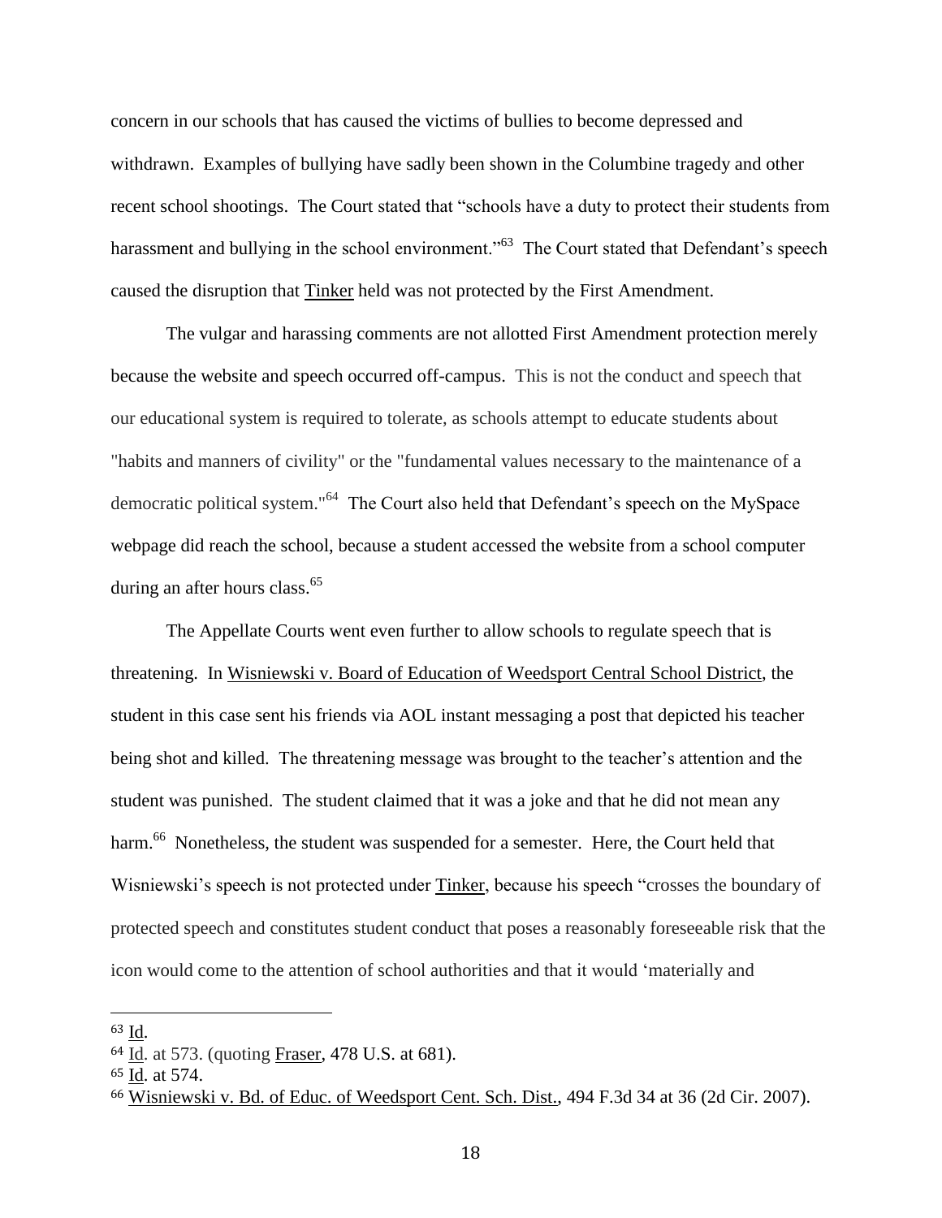concern in our schools that has caused the victims of bullies to become depressed and withdrawn. Examples of bullying have sadly been shown in the Columbine tragedy and other recent school shootings. The Court stated that "schools have a duty to protect their students from harassment and bullying in the school environment."[63] The Court stated that Defendant's speech caused the disruption that Tinker held was not protected by the First Amendment.

The vulgar and harassing comments are not allotted First Amendment protection merely because the website and speech occurred off-campus. This is not the conduct and speech that our educational system is required to tolerate, as schools attempt to educate students about "habits and manners of civility" or the "fundamental values necessary to the maintenance of a democratic political system."[64] The Court also held that Defendant's speech on the MySpace webpage did reach the school, because a student accessed the website from a school computer during an after hours class.[65]

The Appellate Courts went even further to allow schools to regulate speech that is threatening. In Wisniewski v. Board of Education of Weedsport Central School District, the student in this case sent his friends via AOL instant messaging a post that depicted his teacher being shot and killed. The threatening message was brought to the teacher's attention and the student was punished. The student claimed that it was a joke and that he did not mean any harm.[66] Nonetheless, the student was suspended for a semester. Here, the Court held that Wisniewski's speech is not protected under Tinker, because his speech "crosses the boundary of protected speech and constitutes student conduct that poses a reasonably foreseeable risk that the icon would come to the attention of school authorities and that it would 'materially and

---

[63] Id.

[64] Id. at 573. (quoting Fraser, 478 U.S. at 681).

[65] Id. at 574.

[66] Wisniewski v. Bd. of Educ. of Weedsport Cent. Sch. Dist., 494 F.3d 34 at 36 (2d Cir. 2007).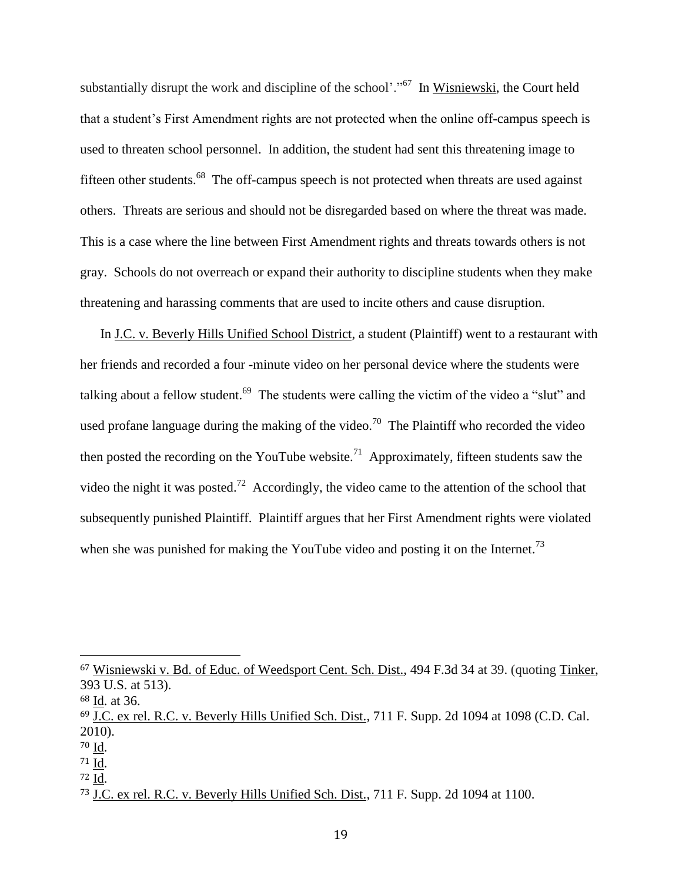substantially disrupt the work and discipline of the school'."[67] In Wisniewski, the Court held that a student's First Amendment rights are not protected when the online off-campus speech is used to threaten school personnel. In addition, the student had sent this threatening image to fifteen other students.[68] The off-campus speech is not protected when threats are used against others. Threats are serious and should not be disregarded based on where the threat was made. This is a case where the line between First Amendment rights and threats towards others is not gray. Schools do not overreach or expand their authority to discipline students when they make threatening and harassing comments that are used to incite others and cause disruption.

In J.C. v. Beverly Hills Unified School District, a student (Plaintiff) went to a restaurant with her friends and recorded a four -minute video on her personal device where the students were talking about a fellow student.[69] The students were calling the victim of the video a "slut" and used profane language during the making of the video.[70] The Plaintiff who recorded the video then posted the recording on the YouTube website.[71] Approximately, fifteen students saw the video the night it was posted.[72] Accordingly, the video came to the attention of the school that subsequently punished Plaintiff. Plaintiff argues that her First Amendment rights were violated when she was punished for making the YouTube video and posting it on the Internet.[73]

---

[67] Wisniewski v. Bd. of Educ. of Weedsport Cent. Sch. Dist., 494 F.3d 34 at 39. (quoting Tinker, 393 U.S. at 513).

[68] Id. at 36.

[69] J.C. ex rel. R.C. v. Beverly Hills Unified Sch. Dist., 711 F. Supp. 2d 1094 at 1098 (C.D. Cal. 2010).

[70] Id.

[71] Id.

[72] Id.

[73] J.C. ex rel. R.C. v. Beverly Hills Unified Sch. Dist., 711 F. Supp. 2d 1094 at 1100.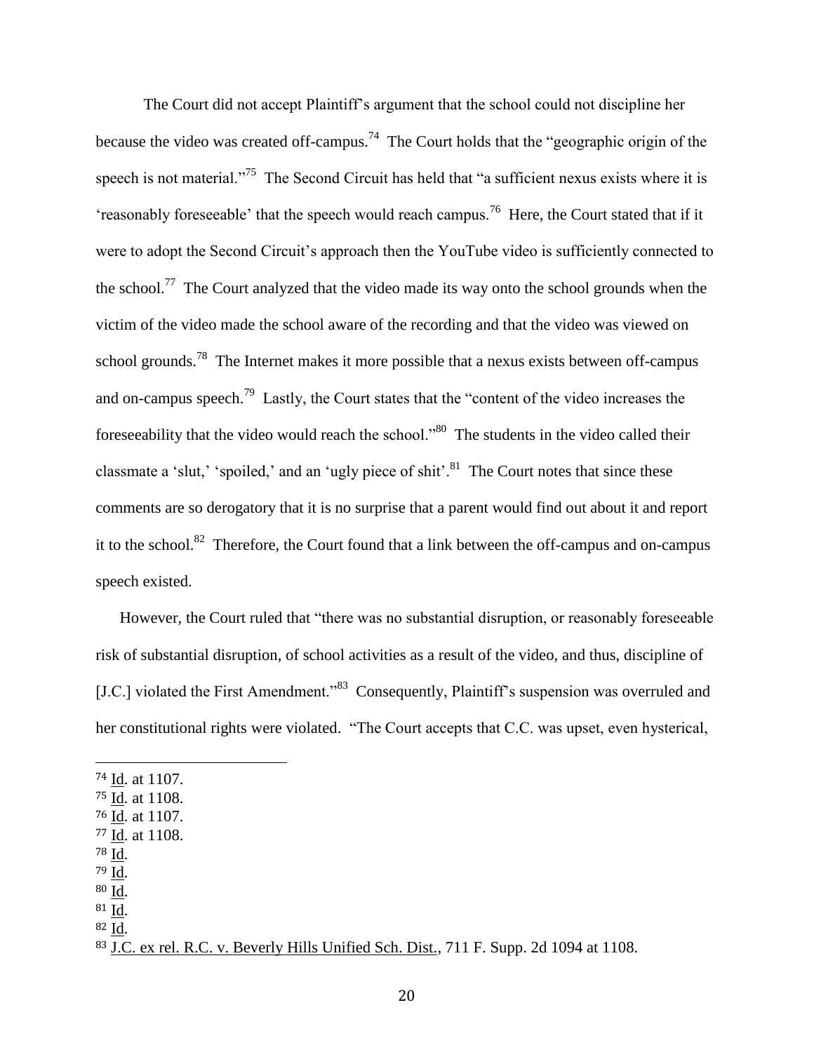The Court did not accept Plaintiff's argument that the school could not discipline her because the video was created off-campus.[74] The Court holds that the "geographic origin of the speech is not material."[75] The Second Circuit has held that "a sufficient nexus exists where it is 'reasonably foreseeable' that the speech would reach campus.[76] Here, the Court stated that if it were to adopt the Second Circuit's approach then the YouTube video is sufficiently connected to the school.[77] The Court analyzed that the video made its way onto the school grounds when the victim of the video made the school aware of the recording and that the video was viewed on school grounds.[78] The Internet makes it more possible that a nexus exists between off-campus and on-campus speech.[79] Lastly, the Court states that the "content of the video increases the foreseeability that the video would reach the school."[80] The students in the video called their classmate a 'slut,' 'spoiled,' and an 'ugly piece of shit'.[81] The Court notes that since these comments are so derogatory that it is no surprise that a parent would find out about it and report it to the school.[82] Therefore, the Court found that a link between the off-campus and on-campus speech existed.

However, the Court ruled that "there was no substantial disruption, or reasonably foreseeable risk of substantial disruption, of school activities as a result of the video, and thus, discipline of [J.C.] violated the First Amendment."[83] Consequently, Plaintiff's suspension was overruled and her constitutional rights were violated. "The Court accepts that C.C. was upset, even hysterical,

---

[74] Id. at 1107.
[75] Id. at 1108.
[76] Id. at 1107.
[77] Id. at 1108.
[78] Id.
[79] Id.
[80] Id.
[81] Id.
[82] Id.
[83] J.C. ex rel. R.C. v. Beverly Hills Unified Sch. Dist., 711 F. Supp. 2d 1094 at 1108.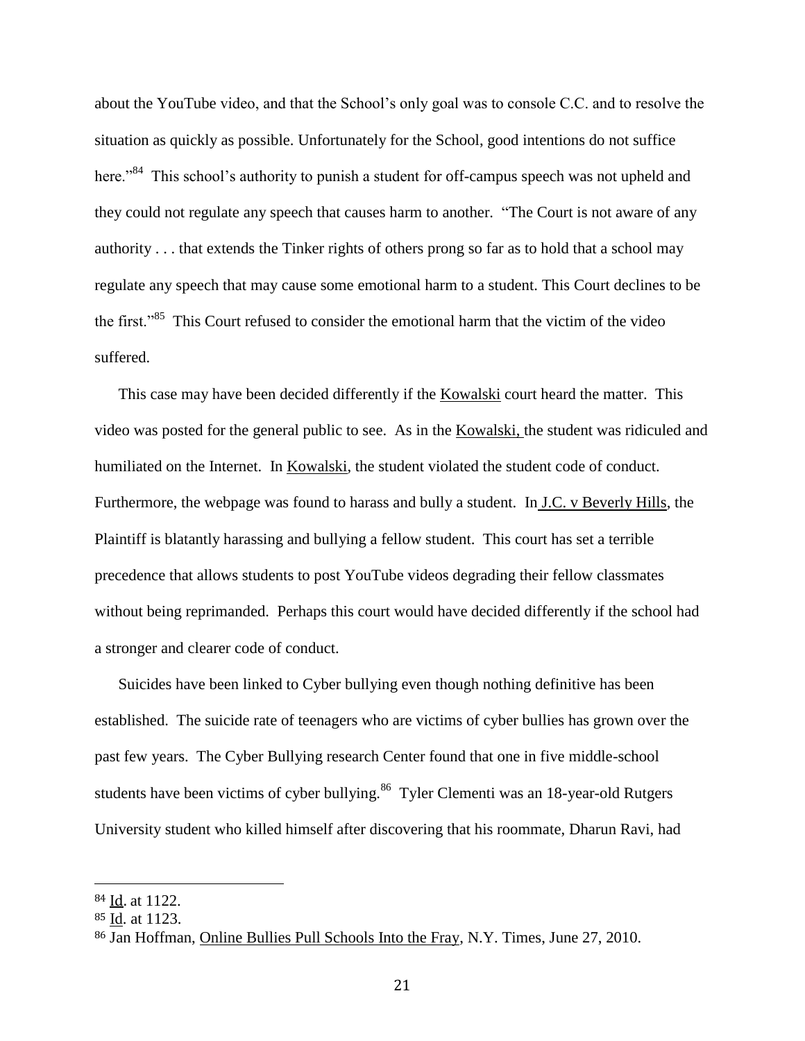about the YouTube video, and that the School's only goal was to console C.C. and to resolve the situation as quickly as possible. Unfortunately for the School, good intentions do not suffice here."[84] This school's authority to punish a student for off-campus speech was not upheld and they could not regulate any speech that causes harm to another. "The Court is not aware of any authority . . . that extends the Tinker rights of others prong so far as to hold that a school may regulate any speech that may cause some emotional harm to a student. This Court declines to be the first."[85] This Court refused to consider the emotional harm that the victim of the video suffered.

This case may have been decided differently if the Kowalski court heard the matter. This video was posted for the general public to see. As in the Kowalski, the student was ridiculed and humiliated on the Internet. In Kowalski, the student violated the student code of conduct. Furthermore, the webpage was found to harass and bully a student. In J.C. v Beverly Hills, the Plaintiff is blatantly harassing and bullying a fellow student. This court has set a terrible precedence that allows students to post YouTube videos degrading their fellow classmates without being reprimanded. Perhaps this court would have decided differently if the school had a stronger and clearer code of conduct.

Suicides have been linked to Cyber bullying even though nothing definitive has been established. The suicide rate of teenagers who are victims of cyber bullies has grown over the past few years. The Cyber Bullying research Center found that one in five middle-school students have been victims of cyber bullying.[86] Tyler Clementi was an 18-year-old Rutgers University student who killed himself after discovering that his roommate, Dharun Ravi, had

---

[84] Id. at 1122.

[85] Id. at 1123.

[86] Jan Hoffman, Online Bullies Pull Schools Into the Fray, N.Y. Times, June 27, 2010.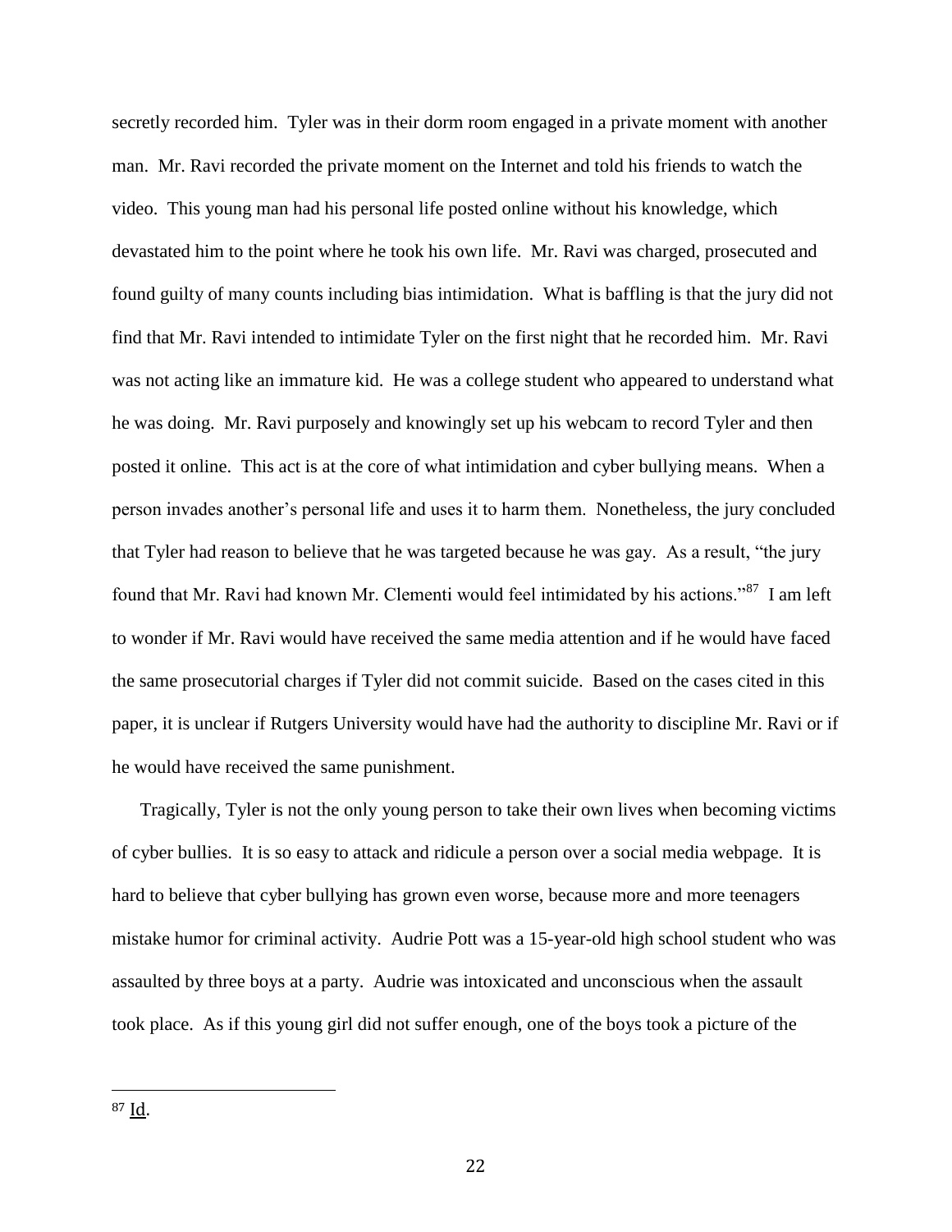secretly recorded him. Tyler was in their dorm room engaged in a private moment with another man. Mr. Ravi recorded the private moment on the Internet and told his friends to watch the video. This young man had his personal life posted online without his knowledge, which devastated him to the point where he took his own life. Mr. Ravi was charged, prosecuted and found guilty of many counts including bias intimidation. What is baffling is that the jury did not find that Mr. Ravi intended to intimidate Tyler on the first night that he recorded him. Mr. Ravi was not acting like an immature kid. He was a college student who appeared to understand what he was doing. Mr. Ravi purposely and knowingly set up his webcam to record Tyler and then posted it online. This act is at the core of what intimidation and cyber bullying means. When a person invades another's personal life and uses it to harm them. Nonetheless, the jury concluded that Tyler had reason to believe that he was targeted because he was gay. As a result, "the jury found that Mr. Ravi had known Mr. Clementi would feel intimidated by his actions."[87] I am left to wonder if Mr. Ravi would have received the same media attention and if he would have faced the same prosecutorial charges if Tyler did not commit suicide. Based on the cases cited in this paper, it is unclear if Rutgers University would have had the authority to discipline Mr. Ravi or if he would have received the same punishment.

Tragically, Tyler is not the only young person to take their own lives when becoming victims of cyber bullies. It is so easy to attack and ridicule a person over a social media webpage. It is hard to believe that cyber bullying has grown even worse, because more and more teenagers mistake humor for criminal activity. Audrie Pott was a 15-year-old high school student who was assaulted by three boys at a party. Audrie was intoxicated and unconscious when the assault took place. As if this young girl did not suffer enough, one of the boys took a picture of the

---

[87] Id.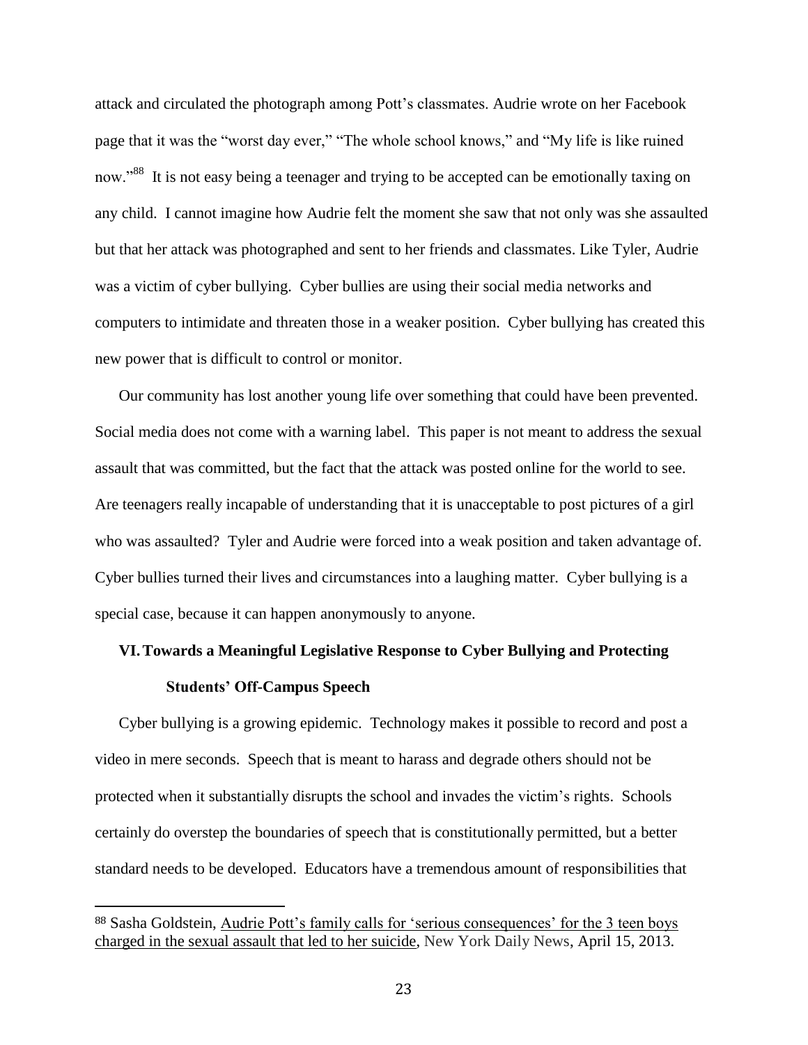attack and circulated the photograph among Pott's classmates. Audrie wrote on her Facebook page that it was the "worst day ever," "The whole school knows," and "My life is like ruined now."[88] It is not easy being a teenager and trying to be accepted can be emotionally taxing on any child. I cannot imagine how Audrie felt the moment she saw that not only was she assaulted but that her attack was photographed and sent to her friends and classmates. Like Tyler, Audrie was a victim of cyber bullying. Cyber bullies are using their social media networks and computers to intimidate and threaten those in a weaker position. Cyber bullying has created this new power that is difficult to control or monitor.

Our community has lost another young life over something that could have been prevented. Social media does not come with a warning label. This paper is not meant to address the sexual assault that was committed, but the fact that the attack was posted online for the world to see. Are teenagers really incapable of understanding that it is unacceptable to post pictures of a girl who was assaulted? Tyler and Audrie were forced into a weak position and taken advantage of. Cyber bullies turned their lives and circumstances into a laughing matter. Cyber bullying is a special case, because it can happen anonymously to anyone.

## VI. Towards a Meaningful Legislative Response to Cyber Bullying and Protecting Students' Off-Campus Speech

Cyber bullying is a growing epidemic. Technology makes it possible to record and post a video in mere seconds. Speech that is meant to harass and degrade others should not be protected when it substantially disrupts the school and invades the victim's rights. Schools certainly do overstep the boundaries of speech that is constitutionally permitted, but a better standard needs to be developed. Educators have a tremendous amount of responsibilities that

---

[88] Sasha Goldstein, Audrie Pott's family calls for 'serious consequences' for the 3 teen boys charged in the sexual assault that led to her suicide, New York Daily News, April 15, 2013.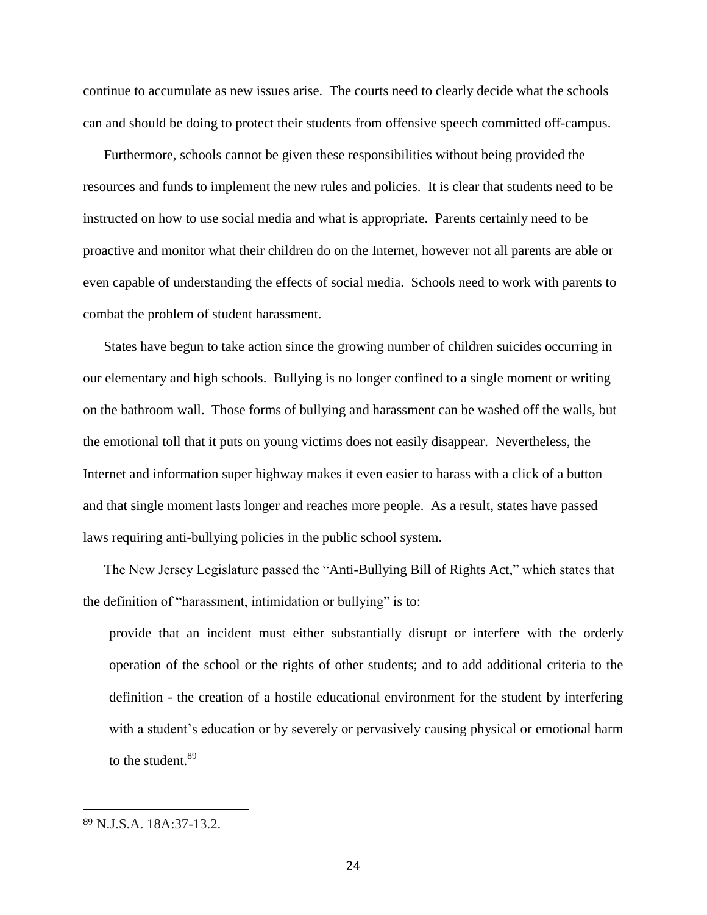continue to accumulate as new issues arise. The courts need to clearly decide what the schools can and should be doing to protect their students from offensive speech committed off-campus.

Furthermore, schools cannot be given these responsibilities without being provided the resources and funds to implement the new rules and policies. It is clear that students need to be instructed on how to use social media and what is appropriate. Parents certainly need to be proactive and monitor what their children do on the Internet, however not all parents are able or even capable of understanding the effects of social media. Schools need to work with parents to combat the problem of student harassment.

States have begun to take action since the growing number of children suicides occurring in our elementary and high schools. Bullying is no longer confined to a single moment or writing on the bathroom wall. Those forms of bullying and harassment can be washed off the walls, but the emotional toll that it puts on young victims does not easily disappear. Nevertheless, the Internet and information super highway makes it even easier to harass with a click of a button and that single moment lasts longer and reaches more people. As a result, states have passed laws requiring anti-bullying policies in the public school system.

The New Jersey Legislature passed the "Anti-Bullying Bill of Rights Act," which states that the definition of "harassment, intimidation or bullying" is to:

> provide that an incident must either substantially disrupt or interfere with the orderly operation of the school or the rights of other students; and to add additional criteria to the definition - the creation of a hostile educational environment for the student by interfering with a student's education or by severely or pervasively causing physical or emotional harm to the student.[89]

---

[89] N.J.S.A. 18A:37-13.2.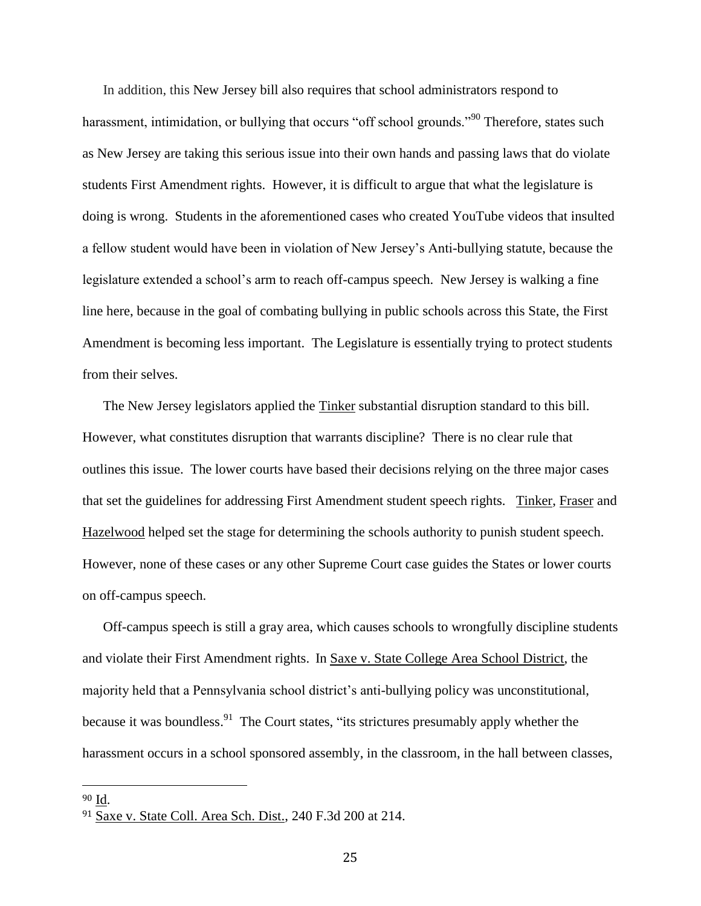In addition, this New Jersey bill also requires that school administrators respond to harassment, intimidation, or bullying that occurs "off school grounds."[90] Therefore, states such as New Jersey are taking this serious issue into their own hands and passing laws that do violate students First Amendment rights. However, it is difficult to argue that what the legislature is doing is wrong. Students in the aforementioned cases who created YouTube videos that insulted a fellow student would have been in violation of New Jersey's Anti-bullying statute, because the legislature extended a school's arm to reach off-campus speech. New Jersey is walking a fine line here, because in the goal of combating bullying in public schools across this State, the First Amendment is becoming less important. The Legislature is essentially trying to protect students from their selves.

The New Jersey legislators applied the Tinker substantial disruption standard to this bill. However, what constitutes disruption that warrants discipline? There is no clear rule that outlines this issue. The lower courts have based their decisions relying on the three major cases that set the guidelines for addressing First Amendment student speech rights. Tinker, Fraser and Hazelwood helped set the stage for determining the schools authority to punish student speech. However, none of these cases or any other Supreme Court case guides the States or lower courts on off-campus speech.

Off-campus speech is still a gray area, which causes schools to wrongfully discipline students and violate their First Amendment rights. In Saxe v. State College Area School District, the majority held that a Pennsylvania school district's anti-bullying policy was unconstitutional, because it was boundless.[91] The Court states, "its strictures presumably apply whether the harassment occurs in a school sponsored assembly, in the classroom, in the hall between classes,

---

[90] Id.

[91] Saxe v. State Coll. Area Sch. Dist., 240 F.3d 200 at 214.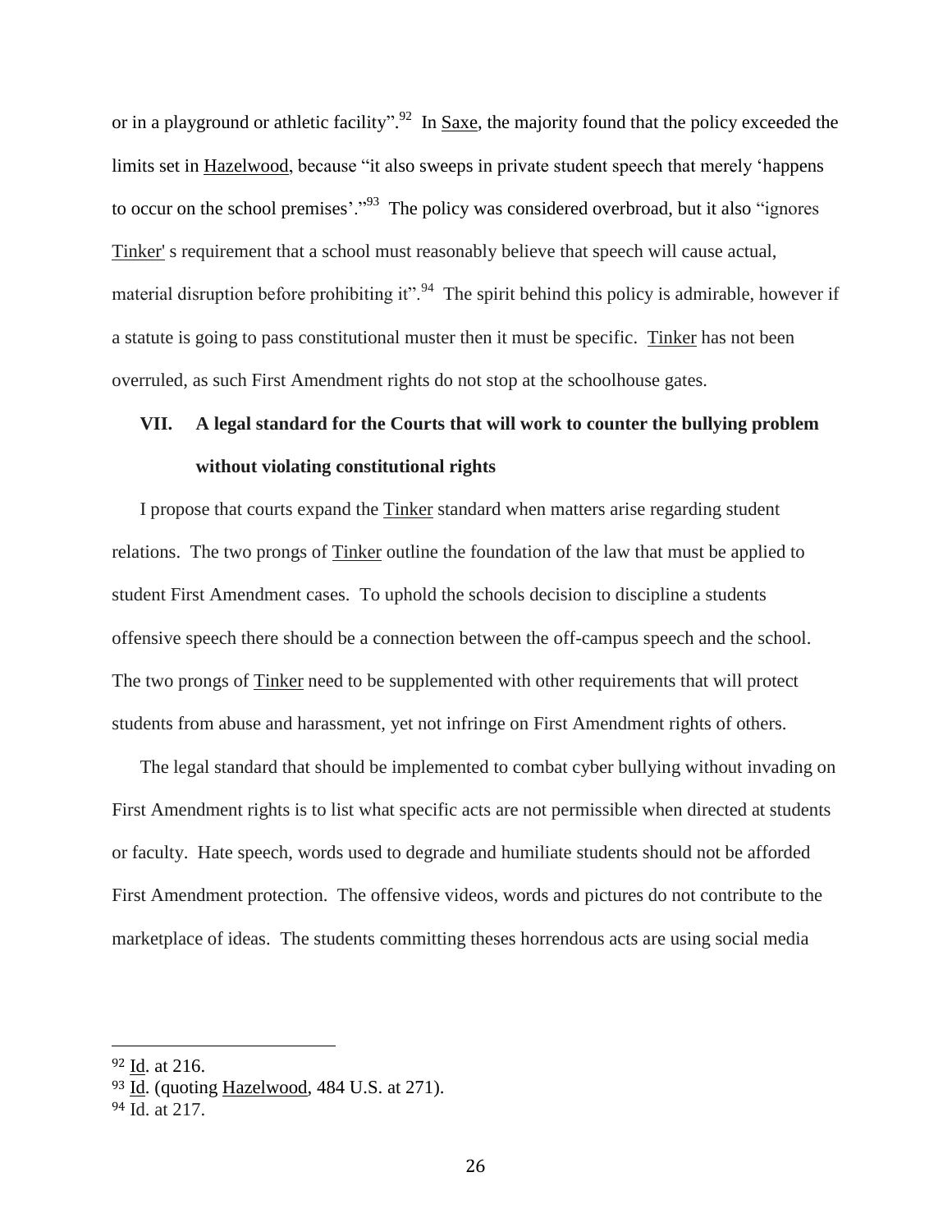or in a playground or athletic facility".[92] In Saxe, the majority found that the policy exceeded the limits set in Hazelwood, because "it also sweeps in private student speech that merely 'happens to occur on the school premises'."[93] The policy was considered overbroad, but it also "ignores Tinker' s requirement that a school must reasonably believe that speech will cause actual, material disruption before prohibiting it".[94] The spirit behind this policy is admirable, however if a statute is going to pass constitutional muster then it must be specific. Tinker has not been overruled, as such First Amendment rights do not stop at the schoolhouse gates.

## VII. A legal standard for the Courts that will work to counter the bullying problem without violating constitutional rights

I propose that courts expand the Tinker standard when matters arise regarding student relations. The two prongs of Tinker outline the foundation of the law that must be applied to student First Amendment cases. To uphold the schools decision to discipline a students offensive speech there should be a connection between the off-campus speech and the school. The two prongs of Tinker need to be supplemented with other requirements that will protect students from abuse and harassment, yet not infringe on First Amendment rights of others.

The legal standard that should be implemented to combat cyber bullying without invading on First Amendment rights is to list what specific acts are not permissible when directed at students or faculty. Hate speech, words used to degrade and humiliate students should not be afforded First Amendment protection. The offensive videos, words and pictures do not contribute to the marketplace of ideas. The students committing theses horrendous acts are using social media

---

[92] Id. at 216.

[93] Id. (quoting Hazelwood, 484 U.S. at 271).

[94] Id. at 217.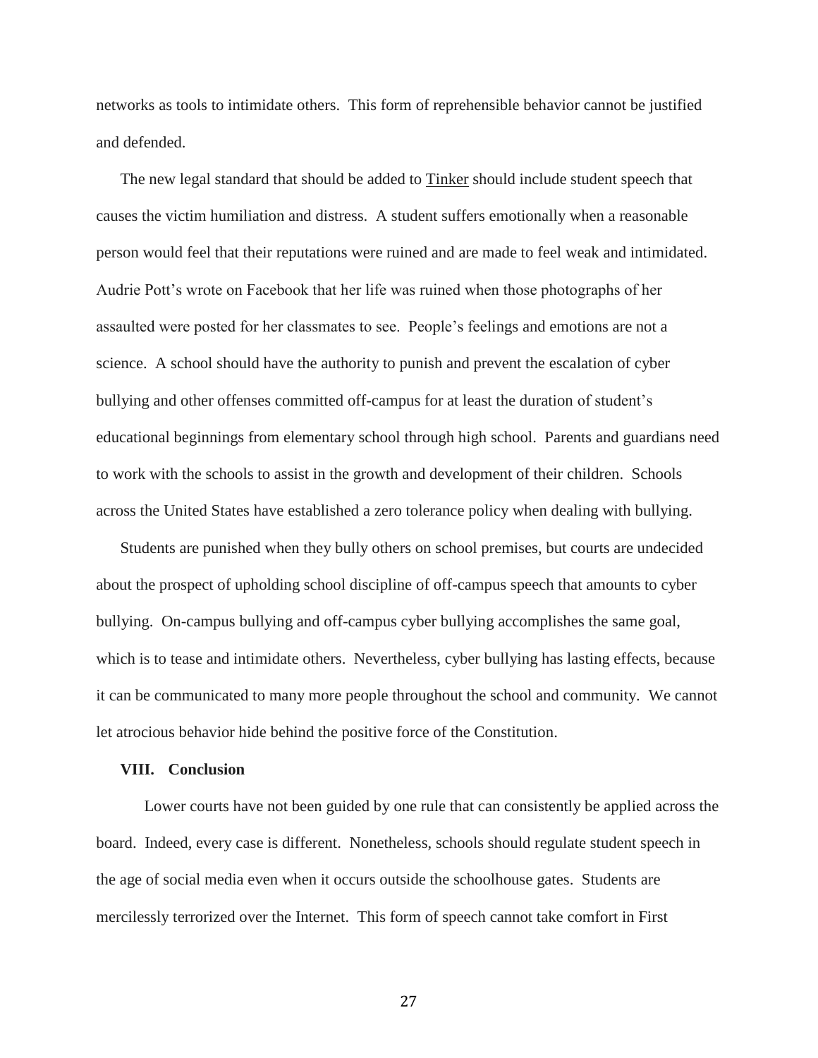networks as tools to intimidate others. This form of reprehensible behavior cannot be justified and defended.

The new legal standard that should be added to Tinker should include student speech that causes the victim humiliation and distress. A student suffers emotionally when a reasonable person would feel that their reputations were ruined and are made to feel weak and intimidated. Audrie Pott's wrote on Facebook that her life was ruined when those photographs of her assaulted were posted for her classmates to see. People's feelings and emotions are not a science. A school should have the authority to punish and prevent the escalation of cyber bullying and other offenses committed off-campus for at least the duration of student's educational beginnings from elementary school through high school. Parents and guardians need to work with the schools to assist in the growth and development of their children. Schools across the United States have established a zero tolerance policy when dealing with bullying.

Students are punished when they bully others on school premises, but courts are undecided about the prospect of upholding school discipline of off-campus speech that amounts to cyber bullying. On-campus bullying and off-campus cyber bullying accomplishes the same goal, which is to tease and intimidate others. Nevertheless, cyber bullying has lasting effects, because it can be communicated to many more people throughout the school and community. We cannot let atrocious behavior hide behind the positive force of the Constitution.

## VIII. Conclusion

Lower courts have not been guided by one rule that can consistently be applied across the board. Indeed, every case is different. Nonetheless, schools should regulate student speech in the age of social media even when it occurs outside the schoolhouse gates. Students are mercilessly terrorized over the Internet. This form of speech cannot take comfort in First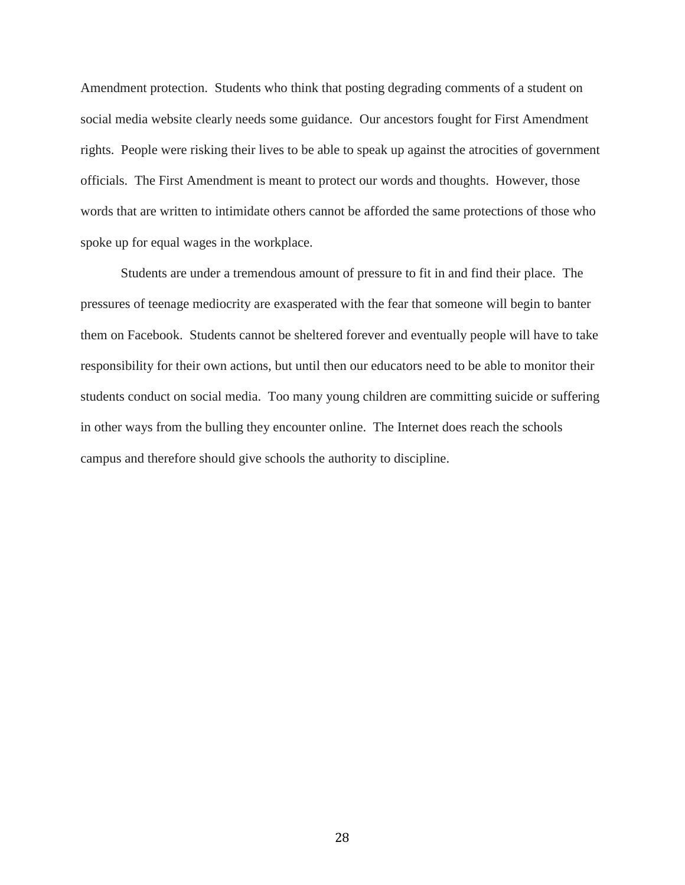Amendment protection. Students who think that posting degrading comments of a student on social media website clearly needs some guidance. Our ancestors fought for First Amendment rights. People were risking their lives to be able to speak up against the atrocities of government officials. The First Amendment is meant to protect our words and thoughts. However, those words that are written to intimidate others cannot be afforded the same protections of those who spoke up for equal wages in the workplace.

Students are under a tremendous amount of pressure to fit in and find their place. The pressures of teenage mediocrity are exasperated with the fear that someone will begin to banter them on Facebook. Students cannot be sheltered forever and eventually people will have to take responsibility for their own actions, but until then our educators need to be able to monitor their students conduct on social media. Too many young children are committing suicide or suffering in other ways from the bulling they encounter online. The Internet does reach the schools campus and therefore should give schools the authority to discipline.